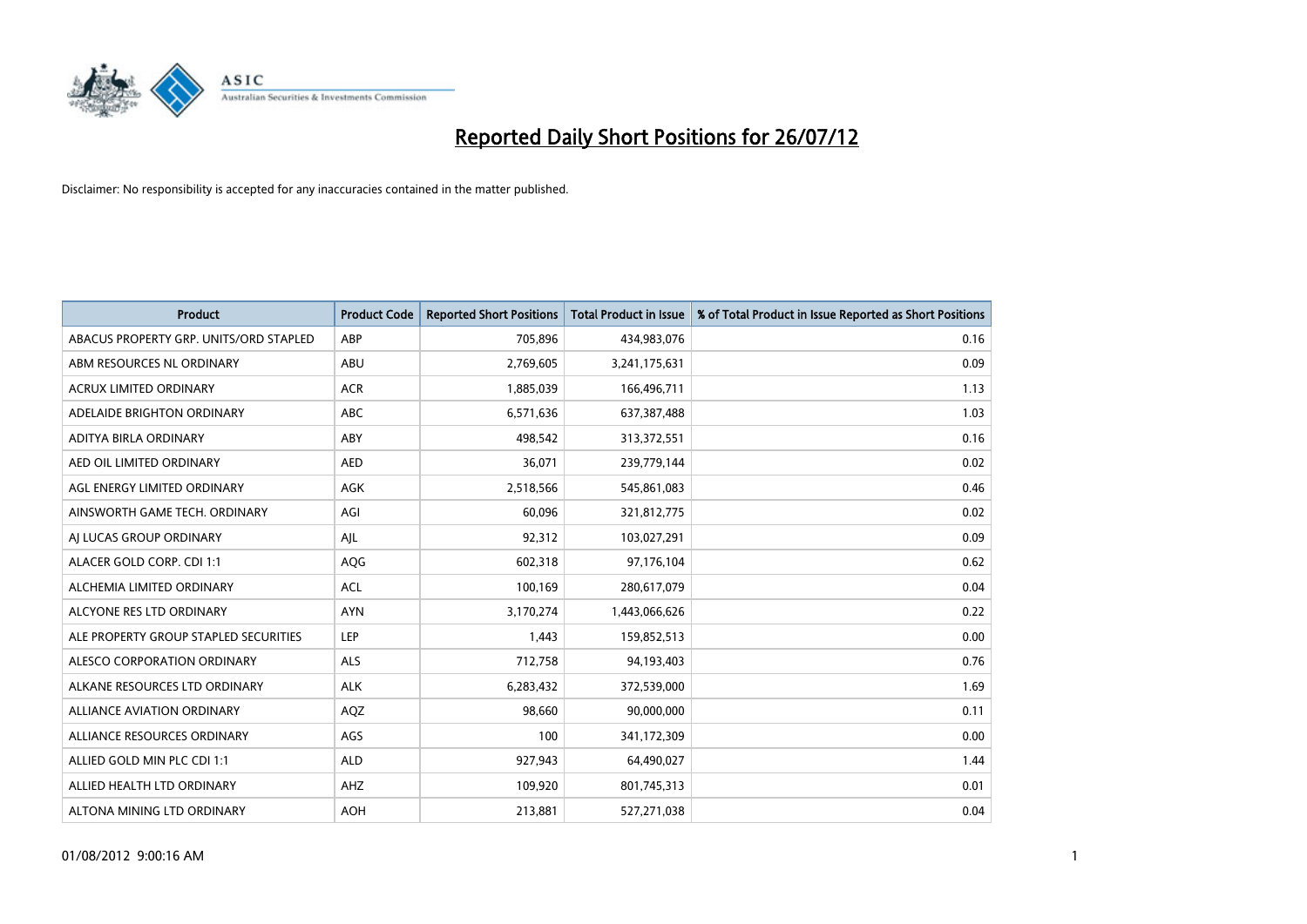# Reported Daily Short Positions for 26/07/12

Disclaimer: No responsibility is accepted for any inaccuracies contained in the matter published.

| Product | Product Code | Reported Short Positions | Total Product in Issue | % of Total Product in Issue Reported as Short Positions |
|---|---|---|---|---|
| ABACUS PROPERTY GRP. UNITS/ORD STAPLED | ABP | 705,896 | 434,983,076 | 0.16 |
| ABM RESOURCES NL ORDINARY | ABU | 2,769,605 | 3,241,175,631 | 0.09 |
| ACRUX LIMITED ORDINARY | ACR | 1,885,039 | 166,496,711 | 1.13 |
| ADELAIDE BRIGHTON ORDINARY | ABC | 6,571,636 | 637,387,488 | 1.03 |
| ADITYA BIRLA ORDINARY | ABY | 498,542 | 313,372,551 | 0.16 |
| AED OIL LIMITED ORDINARY | AED | 36,071 | 239,779,144 | 0.02 |
| AGL ENERGY LIMITED ORDINARY | AGK | 2,518,566 | 545,861,083 | 0.46 |
| AINSWORTH GAME TECH. ORDINARY | AGI | 60,096 | 321,812,775 | 0.02 |
| AJ LUCAS GROUP ORDINARY | AJL | 92,312 | 103,027,291 | 0.09 |
| ALACER GOLD CORP. CDI 1:1 | AQG | 602,318 | 97,176,104 | 0.62 |
| ALCHEMIA LIMITED ORDINARY | ACL | 100,169 | 280,617,079 | 0.04 |
| ALCYONE RES LTD ORDINARY | AYN | 3,170,274 | 1,443,066,626 | 0.22 |
| ALE PROPERTY GROUP STAPLED SECURITIES | LEP | 1,443 | 159,852,513 | 0.00 |
| ALESCO CORPORATION ORDINARY | ALS | 712,758 | 94,193,403 | 0.76 |
| ALKANE RESOURCES LTD ORDINARY | ALK | 6,283,432 | 372,539,000 | 1.69 |
| ALLIANCE AVIATION ORDINARY | AQZ | 98,660 | 90,000,000 | 0.11 |
| ALLIANCE RESOURCES ORDINARY | AGS | 100 | 341,172,309 | 0.00 |
| ALLIED GOLD MIN PLC CDI 1:1 | ALD | 927,943 | 64,490,027 | 1.44 |
| ALLIED HEALTH LTD ORDINARY | AHZ | 109,920 | 801,745,313 | 0.01 |
| ALTONA MINING LTD ORDINARY | AOH | 213,881 | 527,271,038 | 0.04 |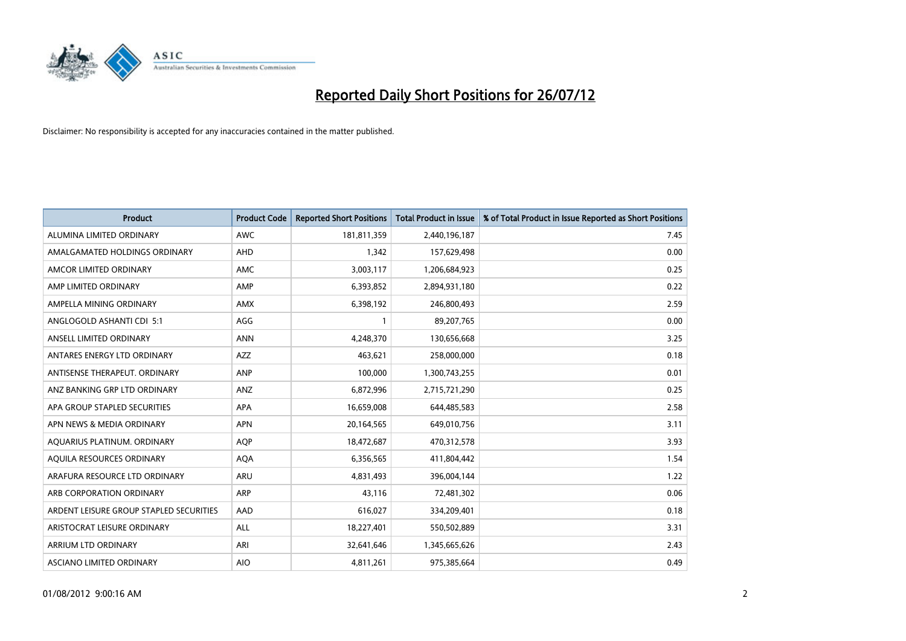# Reported Daily Short Positions for 26/07/12

Disclaimer: No responsibility is accepted for any inaccuracies contained in the matter published.

| Product | Product Code | Reported Short Positions | Total Product in Issue | % of Total Product in Issue Reported as Short Positions |
|---|---|---|---|---|
| ALUMINA LIMITED ORDINARY | AWC | 181,811,359 | 2,440,196,187 | 7.45 |
| AMALGAMATED HOLDINGS ORDINARY | AHD | 1,342 | 157,629,498 | 0.00 |
| AMCOR LIMITED ORDINARY | AMC | 3,003,117 | 1,206,684,923 | 0.25 |
| AMP LIMITED ORDINARY | AMP | 6,393,852 | 2,894,931,180 | 0.22 |
| AMPELLA MINING ORDINARY | AMX | 6,398,192 | 246,800,493 | 2.59 |
| ANGLOGOLD ASHANTI CDI 5:1 | AGG | 1 | 89,207,765 | 0.00 |
| ANSELL LIMITED ORDINARY | ANN | 4,248,370 | 130,656,668 | 3.25 |
| ANTARES ENERGY LTD ORDINARY | AZZ | 463,621 | 258,000,000 | 0.18 |
| ANTISENSE THERAPEUT. ORDINARY | ANP | 100,000 | 1,300,743,255 | 0.01 |
| ANZ BANKING GRP LTD ORDINARY | ANZ | 6,872,996 | 2,715,721,290 | 0.25 |
| APA GROUP STAPLED SECURITIES | APA | 16,659,008 | 644,485,583 | 2.58 |
| APN NEWS & MEDIA ORDINARY | APN | 20,164,565 | 649,010,756 | 3.11 |
| AQUARIUS PLATINUM. ORDINARY | AQP | 18,472,687 | 470,312,578 | 3.93 |
| AQUILA RESOURCES ORDINARY | AQA | 6,356,565 | 411,804,442 | 1.54 |
| ARAFURA RESOURCE LTD ORDINARY | ARU | 4,831,493 | 396,004,144 | 1.22 |
| ARB CORPORATION ORDINARY | ARP | 43,116 | 72,481,302 | 0.06 |
| ARDENT LEISURE GROUP STAPLED SECURITIES | AAD | 616,027 | 334,209,401 | 0.18 |
| ARISTOCRAT LEISURE ORDINARY | ALL | 18,227,401 | 550,502,889 | 3.31 |
| ARRIUM LTD ORDINARY | ARI | 32,641,646 | 1,345,665,626 | 2.43 |
| ASCIANO LIMITED ORDINARY | AIO | 4,811,261 | 975,385,664 | 0.49 |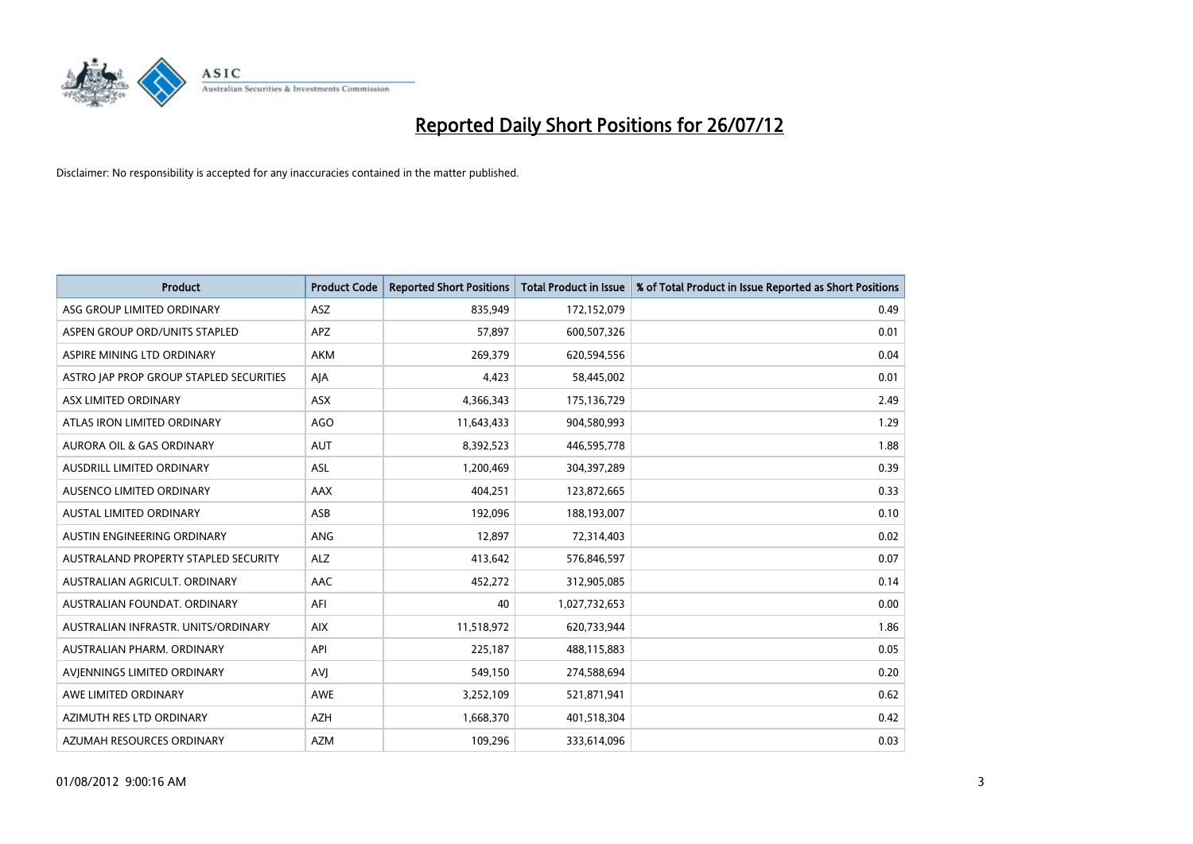# Reported Daily Short Positions for 26/07/12

Disclaimer: No responsibility is accepted for any inaccuracies contained in the matter published.

| Product | Product Code | Reported Short Positions | Total Product in Issue | % of Total Product in Issue Reported as Short Positions |
| --- | --- | --- | --- | --- |
| ASG GROUP LIMITED ORDINARY | ASZ | 835,949 | 172,152,079 | 0.49 |
| ASPEN GROUP ORD/UNITS STAPLED | APZ | 57,897 | 600,507,326 | 0.01 |
| ASPIRE MINING LTD ORDINARY | AKM | 269,379 | 620,594,556 | 0.04 |
| ASTRO JAP PROP GROUP STAPLED SECURITIES | AJA | 4,423 | 58,445,002 | 0.01 |
| ASX LIMITED ORDINARY | ASX | 4,366,343 | 175,136,729 | 2.49 |
| ATLAS IRON LIMITED ORDINARY | AGO | 11,643,433 | 904,580,993 | 1.29 |
| AURORA OIL & GAS ORDINARY | AUT | 8,392,523 | 446,595,778 | 1.88 |
| AUSDRILL LIMITED ORDINARY | ASL | 1,200,469 | 304,397,289 | 0.39 |
| AUSENCO LIMITED ORDINARY | AAX | 404,251 | 123,872,665 | 0.33 |
| AUSTAL LIMITED ORDINARY | ASB | 192,096 | 188,193,007 | 0.10 |
| AUSTIN ENGINEERING ORDINARY | ANG | 12,897 | 72,314,403 | 0.02 |
| AUSTRALAND PROPERTY STAPLED SECURITY | ALZ | 413,642 | 576,846,597 | 0.07 |
| AUSTRALIAN AGRICULT. ORDINARY | AAC | 452,272 | 312,905,085 | 0.14 |
| AUSTRALIAN FOUNDAT. ORDINARY | AFI | 40 | 1,027,732,653 | 0.00 |
| AUSTRALIAN INFRASTR. UNITS/ORDINARY | AIX | 11,518,972 | 620,733,944 | 1.86 |
| AUSTRALIAN PHARM. ORDINARY | API | 225,187 | 488,115,883 | 0.05 |
| AVJENNINGS LIMITED ORDINARY | AVJ | 549,150 | 274,588,694 | 0.20 |
| AWE LIMITED ORDINARY | AWE | 3,252,109 | 521,871,941 | 0.62 |
| AZIMUTH RES LTD ORDINARY | AZH | 1,668,370 | 401,518,304 | 0.42 |
| AZUMAH RESOURCES ORDINARY | AZM | 109,296 | 333,614,096 | 0.03 |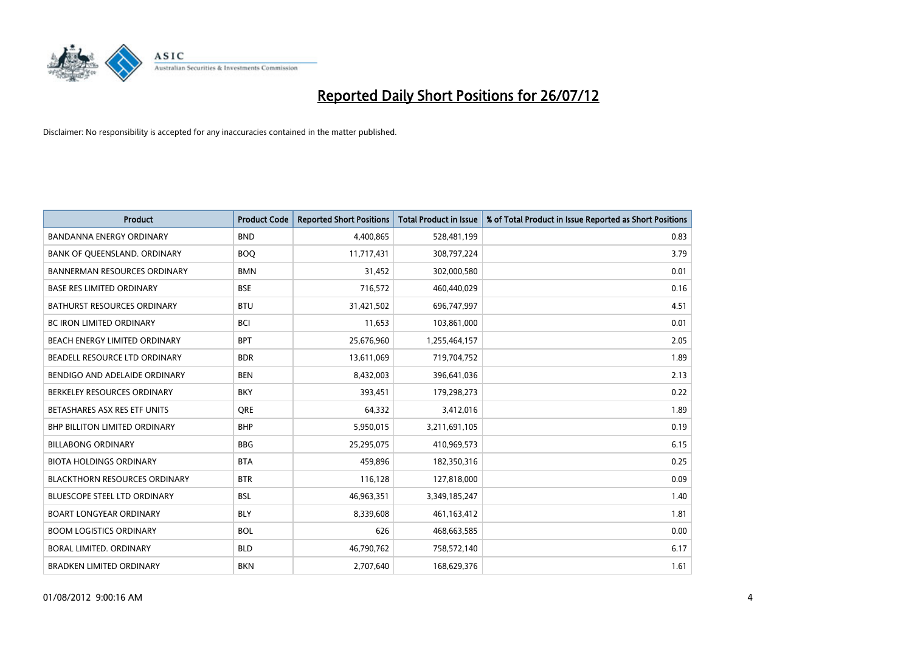# Reported Daily Short Positions for 26/07/12

Disclaimer: No responsibility is accepted for any inaccuracies contained in the matter published.

| Product | Product Code | Reported Short Positions | Total Product in Issue | % of Total Product in Issue Reported as Short Positions |
|---|---|---|---|---|
| BANDANNA ENERGY ORDINARY | BND | 4,400,865 | 528,481,199 | 0.83 |
| BANK OF QUEENSLAND. ORDINARY | BOQ | 11,717,431 | 308,797,224 | 3.79 |
| BANNERMAN RESOURCES ORDINARY | BMN | 31,452 | 302,000,580 | 0.01 |
| BASE RES LIMITED ORDINARY | BSE | 716,572 | 460,440,029 | 0.16 |
| BATHURST RESOURCES ORDINARY | BTU | 31,421,502 | 696,747,997 | 4.51 |
| BC IRON LIMITED ORDINARY | BCI | 11,653 | 103,861,000 | 0.01 |
| BEACH ENERGY LIMITED ORDINARY | BPT | 25,676,960 | 1,255,464,157 | 2.05 |
| BEADELL RESOURCE LTD ORDINARY | BDR | 13,611,069 | 719,704,752 | 1.89 |
| BENDIGO AND ADELAIDE ORDINARY | BEN | 8,432,003 | 396,641,036 | 2.13 |
| BERKELEY RESOURCES ORDINARY | BKY | 393,451 | 179,298,273 | 0.22 |
| BETASHARES ASX RES ETF UNITS | QRE | 64,332 | 3,412,016 | 1.89 |
| BHP BILLITON LIMITED ORDINARY | BHP | 5,950,015 | 3,211,691,105 | 0.19 |
| BILLABONG ORDINARY | BBG | 25,295,075 | 410,969,573 | 6.15 |
| BIOTA HOLDINGS ORDINARY | BTA | 459,896 | 182,350,316 | 0.25 |
| BLACKTHORN RESOURCES ORDINARY | BTR | 116,128 | 127,818,000 | 0.09 |
| BLUESCOPE STEEL LTD ORDINARY | BSL | 46,963,351 | 3,349,185,247 | 1.40 |
| BOART LONGYEAR ORDINARY | BLY | 8,339,608 | 461,163,412 | 1.81 |
| BOOM LOGISTICS ORDINARY | BOL | 626 | 468,663,585 | 0.00 |
| BORAL LIMITED. ORDINARY | BLD | 46,790,762 | 758,572,140 | 6.17 |
| BRADKEN LIMITED ORDINARY | BKN | 2,707,640 | 168,629,376 | 1.61 |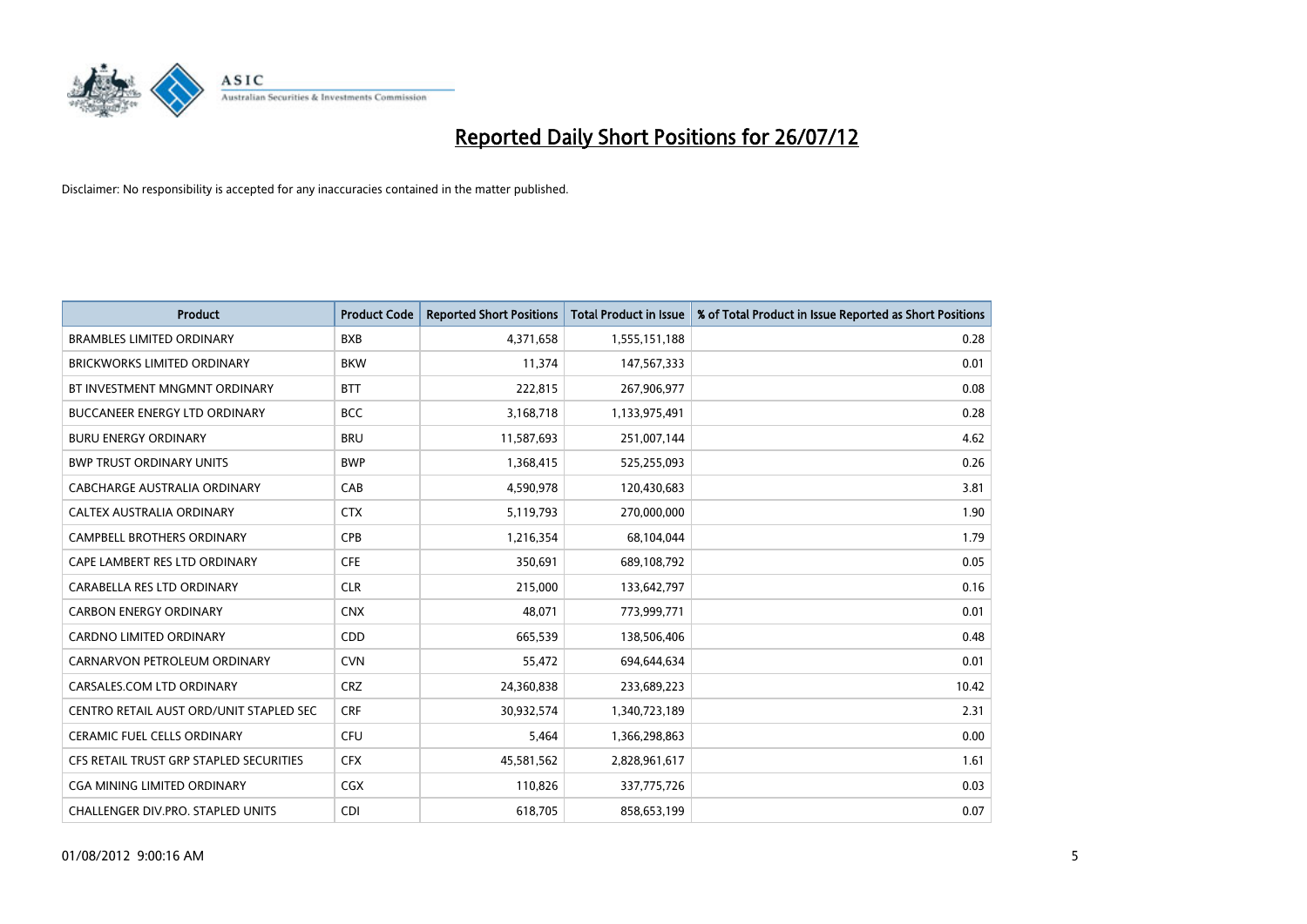# Reported Daily Short Positions for 26/07/12

Disclaimer: No responsibility is accepted for any inaccuracies contained in the matter published.

| Product | Product Code | Reported Short Positions | Total Product in Issue | % of Total Product in Issue Reported as Short Positions |
|---|---|---|---|---|
| BRAMBLES LIMITED ORDINARY | BXB | 4,371,658 | 1,555,151,188 | 0.28 |
| BRICKWORKS LIMITED ORDINARY | BKW | 11,374 | 147,567,333 | 0.01 |
| BT INVESTMENT MNGMNT ORDINARY | BTT | 222,815 | 267,906,977 | 0.08 |
| BUCCANEER ENERGY LTD ORDINARY | BCC | 3,168,718 | 1,133,975,491 | 0.28 |
| BURU ENERGY ORDINARY | BRU | 11,587,693 | 251,007,144 | 4.62 |
| BWP TRUST ORDINARY UNITS | BWP | 1,368,415 | 525,255,093 | 0.26 |
| CABCHARGE AUSTRALIA ORDINARY | CAB | 4,590,978 | 120,430,683 | 3.81 |
| CALTEX AUSTRALIA ORDINARY | CTX | 5,119,793 | 270,000,000 | 1.90 |
| CAMPBELL BROTHERS ORDINARY | CPB | 1,216,354 | 68,104,044 | 1.79 |
| CAPE LAMBERT RES LTD ORDINARY | CFE | 350,691 | 689,108,792 | 0.05 |
| CARABELLA RES LTD ORDINARY | CLR | 215,000 | 133,642,797 | 0.16 |
| CARBON ENERGY ORDINARY | CNX | 48,071 | 773,999,771 | 0.01 |
| CARDNO LIMITED ORDINARY | CDD | 665,539 | 138,506,406 | 0.48 |
| CARNARVON PETROLEUM ORDINARY | CVN | 55,472 | 694,644,634 | 0.01 |
| CARSALES.COM LTD ORDINARY | CRZ | 24,360,838 | 233,689,223 | 10.42 |
| CENTRO RETAIL AUST ORD/UNIT STAPLED SEC | CRF | 30,932,574 | 1,340,723,189 | 2.31 |
| CERAMIC FUEL CELLS ORDINARY | CFU | 5,464 | 1,366,298,863 | 0.00 |
| CFS RETAIL TRUST GRP STAPLED SECURITIES | CFX | 45,581,562 | 2,828,961,617 | 1.61 |
| CGA MINING LIMITED ORDINARY | CGX | 110,826 | 337,775,726 | 0.03 |
| CHALLENGER DIV.PRO. STAPLED UNITS | CDI | 618,705 | 858,653,199 | 0.07 |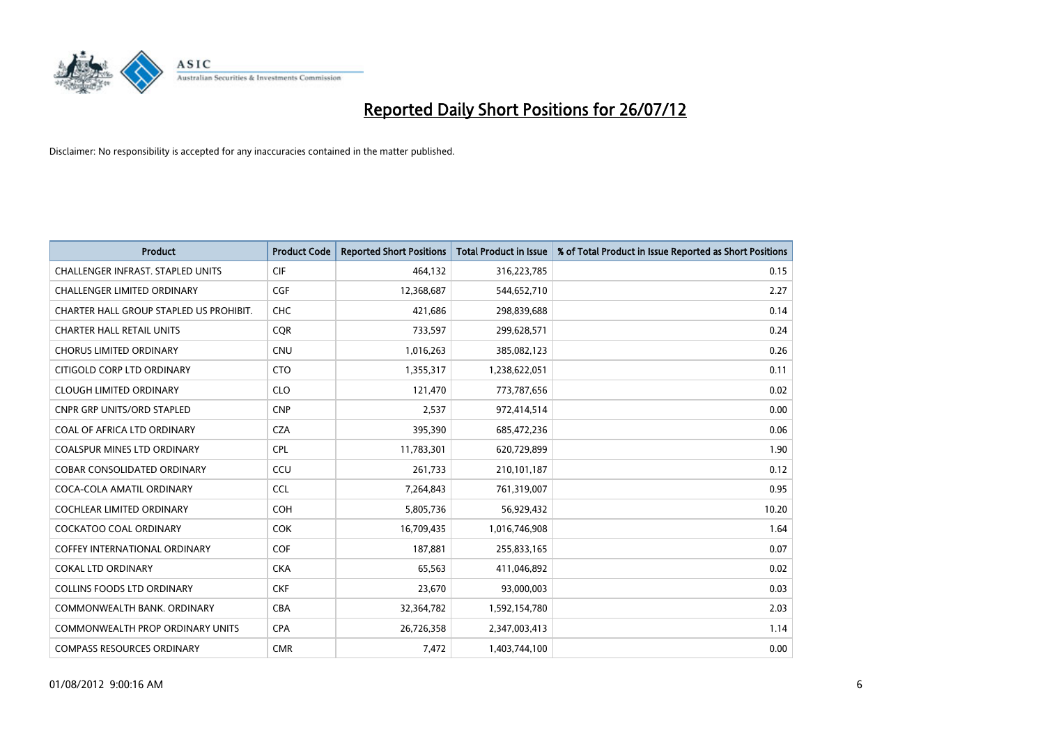# Reported Daily Short Positions for 26/07/12

Disclaimer: No responsibility is accepted for any inaccuracies contained in the matter published.

| Product | Product Code | Reported Short Positions | Total Product in Issue | % of Total Product in Issue Reported as Short Positions |
|---|---|---|---|---|
| CHALLENGER INFRAST. STAPLED UNITS | CIF | 464,132 | 316,223,785 | 0.15 |
| CHALLENGER LIMITED ORDINARY | CGF | 12,368,687 | 544,652,710 | 2.27 |
| CHARTER HALL GROUP STAPLED US PROHIBIT. | CHC | 421,686 | 298,839,688 | 0.14 |
| CHARTER HALL RETAIL UNITS | CQR | 733,597 | 299,628,571 | 0.24 |
| CHORUS LIMITED ORDINARY | CNU | 1,016,263 | 385,082,123 | 0.26 |
| CITIGOLD CORP LTD ORDINARY | CTO | 1,355,317 | 1,238,622,051 | 0.11 |
| CLOUGH LIMITED ORDINARY | CLO | 121,470 | 773,787,656 | 0.02 |
| CNPR GRP UNITS/ORD STAPLED | CNP | 2,537 | 972,414,514 | 0.00 |
| COAL OF AFRICA LTD ORDINARY | CZA | 395,390 | 685,472,236 | 0.06 |
| COALSPUR MINES LTD ORDINARY | CPL | 11,783,301 | 620,729,899 | 1.90 |
| COBAR CONSOLIDATED ORDINARY | CCU | 261,733 | 210,101,187 | 0.12 |
| COCA-COLA AMATIL ORDINARY | CCL | 7,264,843 | 761,319,007 | 0.95 |
| COCHLEAR LIMITED ORDINARY | COH | 5,805,736 | 56,929,432 | 10.20 |
| COCKATOO COAL ORDINARY | COK | 16,709,435 | 1,016,746,908 | 1.64 |
| COFFEY INTERNATIONAL ORDINARY | COF | 187,881 | 255,833,165 | 0.07 |
| COKAL LTD ORDINARY | CKA | 65,563 | 411,046,892 | 0.02 |
| COLLINS FOODS LTD ORDINARY | CKF | 23,670 | 93,000,003 | 0.03 |
| COMMONWEALTH BANK. ORDINARY | CBA | 32,364,782 | 1,592,154,780 | 2.03 |
| COMMONWEALTH PROP ORDINARY UNITS | CPA | 26,726,358 | 2,347,003,413 | 1.14 |
| COMPASS RESOURCES ORDINARY | CMR | 7,472 | 1,403,744,100 | 0.00 |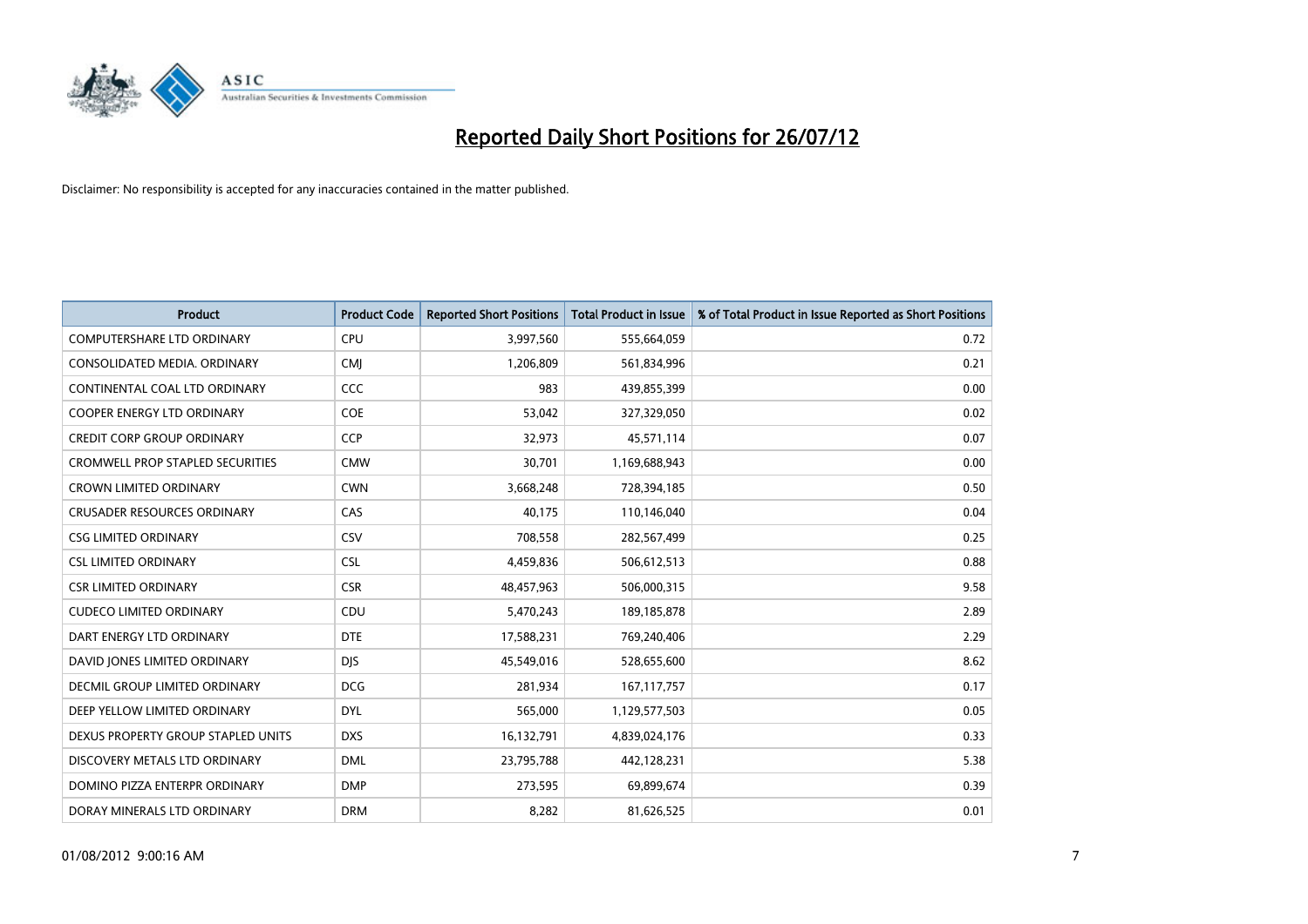# Reported Daily Short Positions for 26/07/12

Disclaimer: No responsibility is accepted for any inaccuracies contained in the matter published.

| Product | Product Code | Reported Short Positions | Total Product in Issue | % of Total Product in Issue Reported as Short Positions |
|---|---|---|---|---|
| COMPUTERSHARE LTD ORDINARY | CPU | 3,997,560 | 555,664,059 | 0.72 |
| CONSOLIDATED MEDIA. ORDINARY | CMJ | 1,206,809 | 561,834,996 | 0.21 |
| CONTINENTAL COAL LTD ORDINARY | CCC | 983 | 439,855,399 | 0.00 |
| COOPER ENERGY LTD ORDINARY | COE | 53,042 | 327,329,050 | 0.02 |
| CREDIT CORP GROUP ORDINARY | CCP | 32,973 | 45,571,114 | 0.07 |
| CROMWELL PROP STAPLED SECURITIES | CMW | 30,701 | 1,169,688,943 | 0.00 |
| CROWN LIMITED ORDINARY | CWN | 3,668,248 | 728,394,185 | 0.50 |
| CRUSADER RESOURCES ORDINARY | CAS | 40,175 | 110,146,040 | 0.04 |
| CSG LIMITED ORDINARY | CSV | 708,558 | 282,567,499 | 0.25 |
| CSL LIMITED ORDINARY | CSL | 4,459,836 | 506,612,513 | 0.88 |
| CSR LIMITED ORDINARY | CSR | 48,457,963 | 506,000,315 | 9.58 |
| CUDECO LIMITED ORDINARY | CDU | 5,470,243 | 189,185,878 | 2.89 |
| DART ENERGY LTD ORDINARY | DTE | 17,588,231 | 769,240,406 | 2.29 |
| DAVID JONES LIMITED ORDINARY | DJS | 45,549,016 | 528,655,600 | 8.62 |
| DECMIL GROUP LIMITED ORDINARY | DCG | 281,934 | 167,117,757 | 0.17 |
| DEEP YELLOW LIMITED ORDINARY | DYL | 565,000 | 1,129,577,503 | 0.05 |
| DEXUS PROPERTY GROUP STAPLED UNITS | DXS | 16,132,791 | 4,839,024,176 | 0.33 |
| DISCOVERY METALS LTD ORDINARY | DML | 23,795,788 | 442,128,231 | 5.38 |
| DOMINO PIZZA ENTERPR ORDINARY | DMP | 273,595 | 69,899,674 | 0.39 |
| DORAY MINERALS LTD ORDINARY | DRM | 8,282 | 81,626,525 | 0.01 |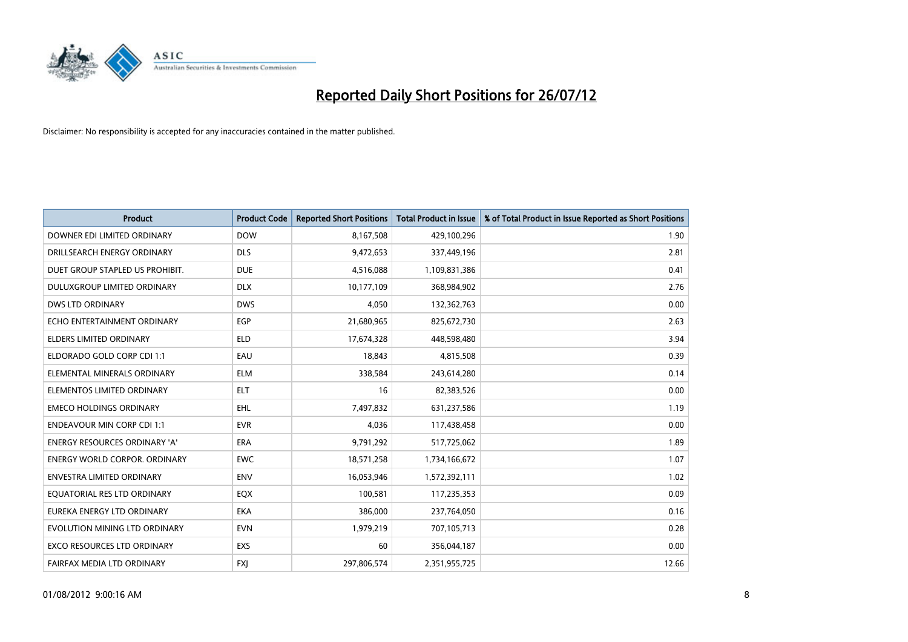# Reported Daily Short Positions for 26/07/12

Disclaimer: No responsibility is accepted for any inaccuracies contained in the matter published.

| Product | Product Code | Reported Short Positions | Total Product in Issue | % of Total Product in Issue Reported as Short Positions |
|---|---|---|---|---|
| DOWNER EDI LIMITED ORDINARY | DOW | 8,167,508 | 429,100,296 | 1.90 |
| DRILLSEARCH ENERGY ORDINARY | DLS | 9,472,653 | 337,449,196 | 2.81 |
| DUET GROUP STAPLED US PROHIBIT. | DUE | 4,516,088 | 1,109,831,386 | 0.41 |
| DULUXGROUP LIMITED ORDINARY | DLX | 10,177,109 | 368,984,902 | 2.76 |
| DWS LTD ORDINARY | DWS | 4,050 | 132,362,763 | 0.00 |
| ECHO ENTERTAINMENT ORDINARY | EGP | 21,680,965 | 825,672,730 | 2.63 |
| ELDERS LIMITED ORDINARY | ELD | 17,674,328 | 448,598,480 | 3.94 |
| ELDORADO GOLD CORP CDI 1:1 | EAU | 18,843 | 4,815,508 | 0.39 |
| ELEMENTAL MINERALS ORDINARY | ELM | 338,584 | 243,614,280 | 0.14 |
| ELEMENTOS LIMITED ORDINARY | ELT | 16 | 82,383,526 | 0.00 |
| EMECO HOLDINGS ORDINARY | EHL | 7,497,832 | 631,237,586 | 1.19 |
| ENDEAVOUR MIN CORP CDI 1:1 | EVR | 4,036 | 117,438,458 | 0.00 |
| ENERGY RESOURCES ORDINARY 'A' | ERA | 9,791,292 | 517,725,062 | 1.89 |
| ENERGY WORLD CORPOR. ORDINARY | EWC | 18,571,258 | 1,734,166,672 | 1.07 |
| ENVESTRA LIMITED ORDINARY | ENV | 16,053,946 | 1,572,392,111 | 1.02 |
| EQUATORIAL RES LTD ORDINARY | EQX | 100,581 | 117,235,353 | 0.09 |
| EUREKA ENERGY LTD ORDINARY | EKA | 386,000 | 237,764,050 | 0.16 |
| EVOLUTION MINING LTD ORDINARY | EVN | 1,979,219 | 707,105,713 | 0.28 |
| EXCO RESOURCES LTD ORDINARY | EXS | 60 | 356,044,187 | 0.00 |
| FAIRFAX MEDIA LTD ORDINARY | FXJ | 297,806,574 | 2,351,955,725 | 12.66 |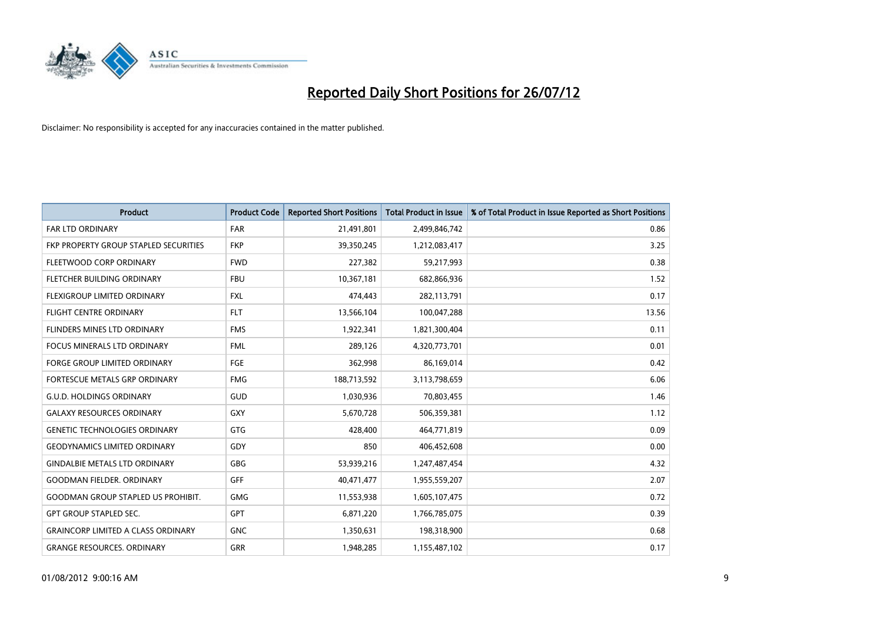# Reported Daily Short Positions for 26/07/12

Disclaimer: No responsibility is accepted for any inaccuracies contained in the matter published.

| Product | Product Code | Reported Short Positions | Total Product in Issue | % of Total Product in Issue Reported as Short Positions |
|---|---|---|---|---|
| FAR LTD ORDINARY | FAR | 21,491,801 | 2,499,846,742 | 0.86 |
| FKP PROPERTY GROUP STAPLED SECURITIES | FKP | 39,350,245 | 1,212,083,417 | 3.25 |
| FLEETWOOD CORP ORDINARY | FWD | 227,382 | 59,217,993 | 0.38 |
| FLETCHER BUILDING ORDINARY | FBU | 10,367,181 | 682,866,936 | 1.52 |
| FLEXIGROUP LIMITED ORDINARY | FXL | 474,443 | 282,113,791 | 0.17 |
| FLIGHT CENTRE ORDINARY | FLT | 13,566,104 | 100,047,288 | 13.56 |
| FLINDERS MINES LTD ORDINARY | FMS | 1,922,341 | 1,821,300,404 | 0.11 |
| FOCUS MINERALS LTD ORDINARY | FML | 289,126 | 4,320,773,701 | 0.01 |
| FORGE GROUP LIMITED ORDINARY | FGE | 362,998 | 86,169,014 | 0.42 |
| FORTESCUE METALS GRP ORDINARY | FMG | 188,713,592 | 3,113,798,659 | 6.06 |
| G.U.D. HOLDINGS ORDINARY | GUD | 1,030,936 | 70,803,455 | 1.46 |
| GALAXY RESOURCES ORDINARY | GXY | 5,670,728 | 506,359,381 | 1.12 |
| GENETIC TECHNOLOGIES ORDINARY | GTG | 428,400 | 464,771,819 | 0.09 |
| GEODYNAMICS LIMITED ORDINARY | GDY | 850 | 406,452,608 | 0.00 |
| GINDALBIE METALS LTD ORDINARY | GBG | 53,939,216 | 1,247,487,454 | 4.32 |
| GOODMAN FIELDER. ORDINARY | GFF | 40,471,477 | 1,955,559,207 | 2.07 |
| GOODMAN GROUP STAPLED US PROHIBIT. | GMG | 11,553,938 | 1,605,107,475 | 0.72 |
| GPT GROUP STAPLED SEC. | GPT | 6,871,220 | 1,766,785,075 | 0.39 |
| GRAINCORP LIMITED A CLASS ORDINARY | GNC | 1,350,631 | 198,318,900 | 0.68 |
| GRANGE RESOURCES. ORDINARY | GRR | 1,948,285 | 1,155,487,102 | 0.17 |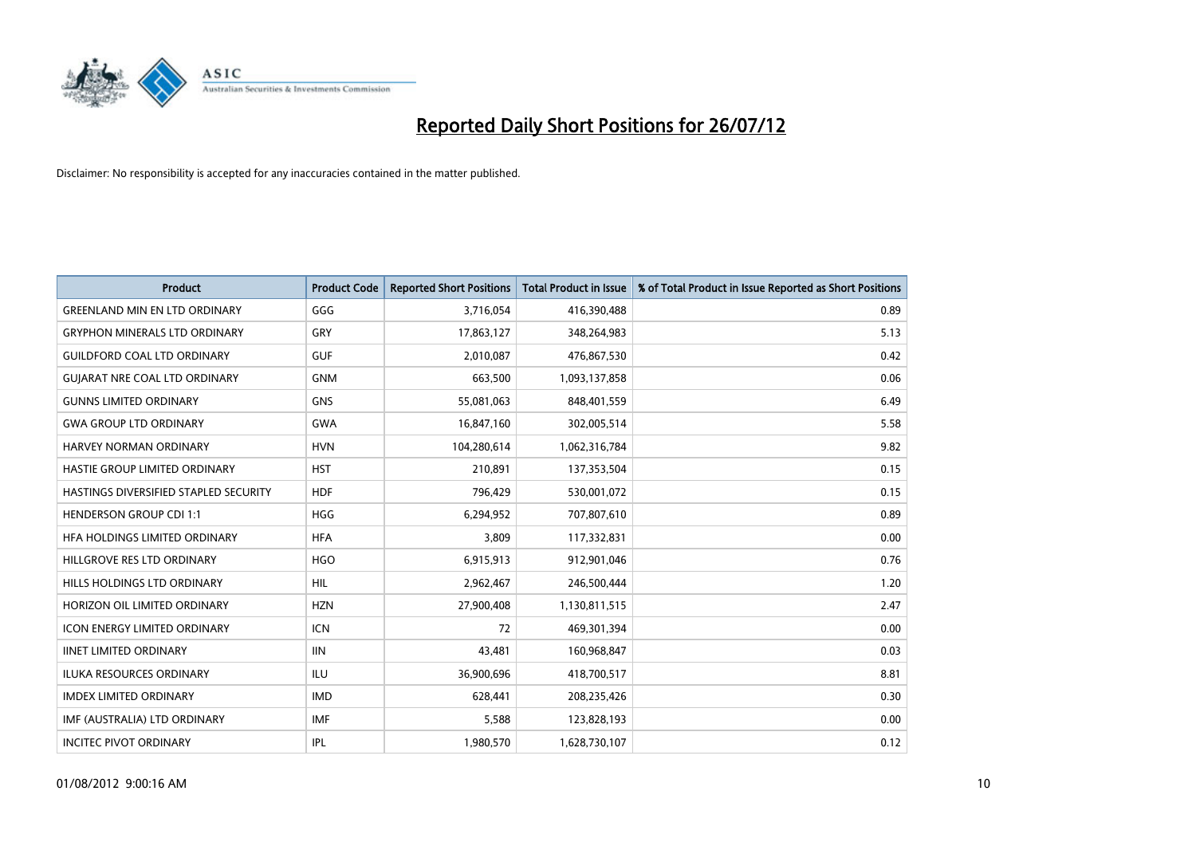# Reported Daily Short Positions for 26/07/12

Disclaimer: No responsibility is accepted for any inaccuracies contained in the matter published.

| Product | Product Code | Reported Short Positions | Total Product in Issue | % of Total Product in Issue Reported as Short Positions |
|---|---|---|---|---|
| GREENLAND MIN EN LTD ORDINARY | GGG | 3,716,054 | 416,390,488 | 0.89 |
| GRYPHON MINERALS LTD ORDINARY | GRY | 17,863,127 | 348,264,983 | 5.13 |
| GUILDFORD COAL LTD ORDINARY | GUF | 2,010,087 | 476,867,530 | 0.42 |
| GUJARAT NRE COAL LTD ORDINARY | GNM | 663,500 | 1,093,137,858 | 0.06 |
| GUNNS LIMITED ORDINARY | GNS | 55,081,063 | 848,401,559 | 6.49 |
| GWA GROUP LTD ORDINARY | GWA | 16,847,160 | 302,005,514 | 5.58 |
| HARVEY NORMAN ORDINARY | HVN | 104,280,614 | 1,062,316,784 | 9.82 |
| HASTIE GROUP LIMITED ORDINARY | HST | 210,891 | 137,353,504 | 0.15 |
| HASTINGS DIVERSIFIED STAPLED SECURITY | HDF | 796,429 | 530,001,072 | 0.15 |
| HENDERSON GROUP CDI 1:1 | HGG | 6,294,952 | 707,807,610 | 0.89 |
| HFA HOLDINGS LIMITED ORDINARY | HFA | 3,809 | 117,332,831 | 0.00 |
| HILLGROVE RES LTD ORDINARY | HGO | 6,915,913 | 912,901,046 | 0.76 |
| HILLS HOLDINGS LTD ORDINARY | HIL | 2,962,467 | 246,500,444 | 1.20 |
| HORIZON OIL LIMITED ORDINARY | HZN | 27,900,408 | 1,130,811,515 | 2.47 |
| ICON ENERGY LIMITED ORDINARY | ICN | 72 | 469,301,394 | 0.00 |
| IINET LIMITED ORDINARY | IIN | 43,481 | 160,968,847 | 0.03 |
| ILUKA RESOURCES ORDINARY | ILU | 36,900,696 | 418,700,517 | 8.81 |
| IMDEX LIMITED ORDINARY | IMD | 628,441 | 208,235,426 | 0.30 |
| IMF (AUSTRALIA) LTD ORDINARY | IMF | 5,588 | 123,828,193 | 0.00 |
| INCITEC PIVOT ORDINARY | IPL | 1,980,570 | 1,628,730,107 | 0.12 |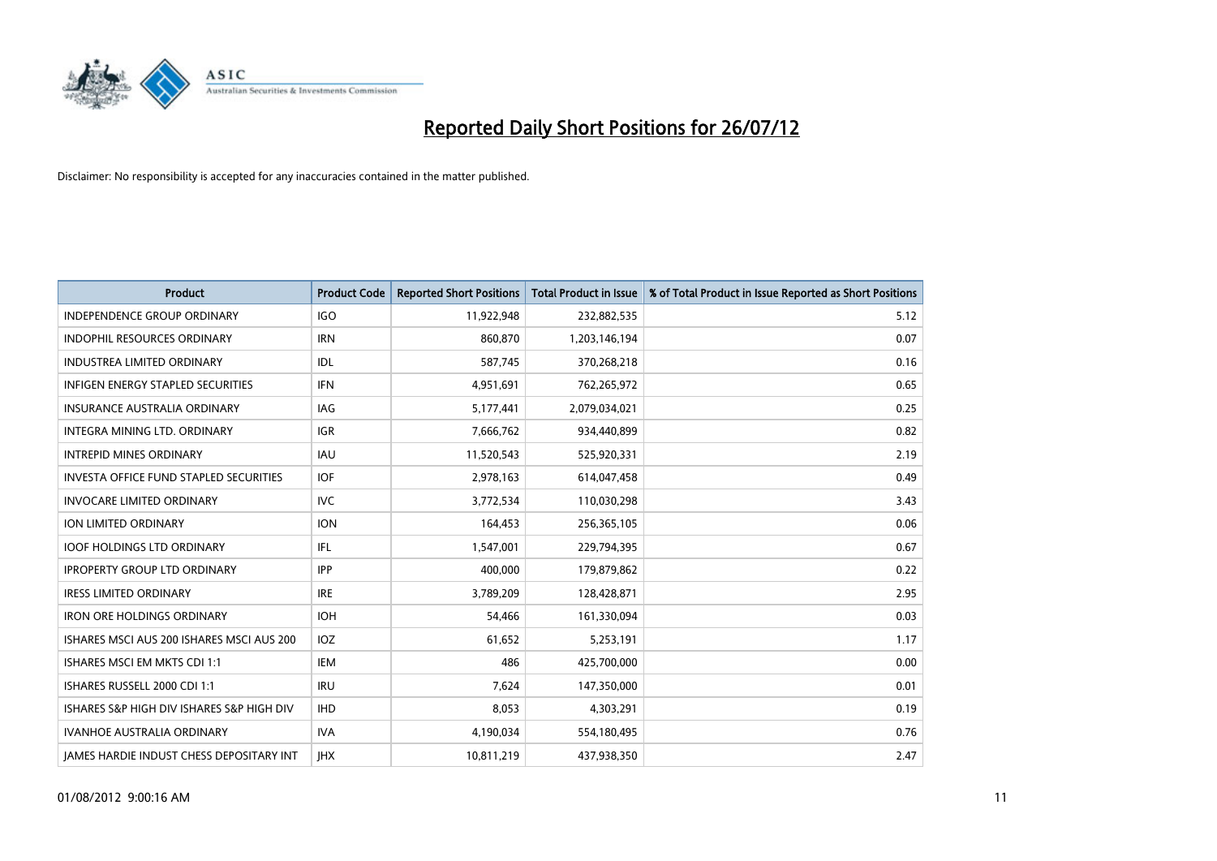# Reported Daily Short Positions for 26/07/12

Disclaimer: No responsibility is accepted for any inaccuracies contained in the matter published.

| Product | Product Code | Reported Short Positions | Total Product in Issue | % of Total Product in Issue Reported as Short Positions |
|---|---|---|---|---|
| INDEPENDENCE GROUP ORDINARY | IGO | 11,922,948 | 232,882,535 | 5.12 |
| INDOPHIL RESOURCES ORDINARY | IRN | 860,870 | 1,203,146,194 | 0.07 |
| INDUSTREA LIMITED ORDINARY | IDL | 587,745 | 370,268,218 | 0.16 |
| INFIGEN ENERGY STAPLED SECURITIES | IFN | 4,951,691 | 762,265,972 | 0.65 |
| INSURANCE AUSTRALIA ORDINARY | IAG | 5,177,441 | 2,079,034,021 | 0.25 |
| INTEGRA MINING LTD. ORDINARY | IGR | 7,666,762 | 934,440,899 | 0.82 |
| INTREPID MINES ORDINARY | IAU | 11,520,543 | 525,920,331 | 2.19 |
| INVESTA OFFICE FUND STAPLED SECURITIES | IOF | 2,978,163 | 614,047,458 | 0.49 |
| INVOCARE LIMITED ORDINARY | IVC | 3,772,534 | 110,030,298 | 3.43 |
| ION LIMITED ORDINARY | ION | 164,453 | 256,365,105 | 0.06 |
| IOOF HOLDINGS LTD ORDINARY | IFL | 1,547,001 | 229,794,395 | 0.67 |
| IPROPERTY GROUP LTD ORDINARY | IPP | 400,000 | 179,879,862 | 0.22 |
| IRESS LIMITED ORDINARY | IRE | 3,789,209 | 128,428,871 | 2.95 |
| IRON ORE HOLDINGS ORDINARY | IOH | 54,466 | 161,330,094 | 0.03 |
| ISHARES MSCI AUS 200 ISHARES MSCI AUS 200 | IOZ | 61,652 | 5,253,191 | 1.17 |
| ISHARES MSCI EM MKTS CDI 1:1 | IEM | 486 | 425,700,000 | 0.00 |
| ISHARES RUSSELL 2000 CDI 1:1 | IRU | 7,624 | 147,350,000 | 0.01 |
| ISHARES S&P HIGH DIV ISHARES S&P HIGH DIV | IHD | 8,053 | 4,303,291 | 0.19 |
| IVANHOE AUSTRALIA ORDINARY | IVA | 4,190,034 | 554,180,495 | 0.76 |
| JAMES HARDIE INDUST CHESS DEPOSITARY INT | JHX | 10,811,219 | 437,938,350 | 2.47 |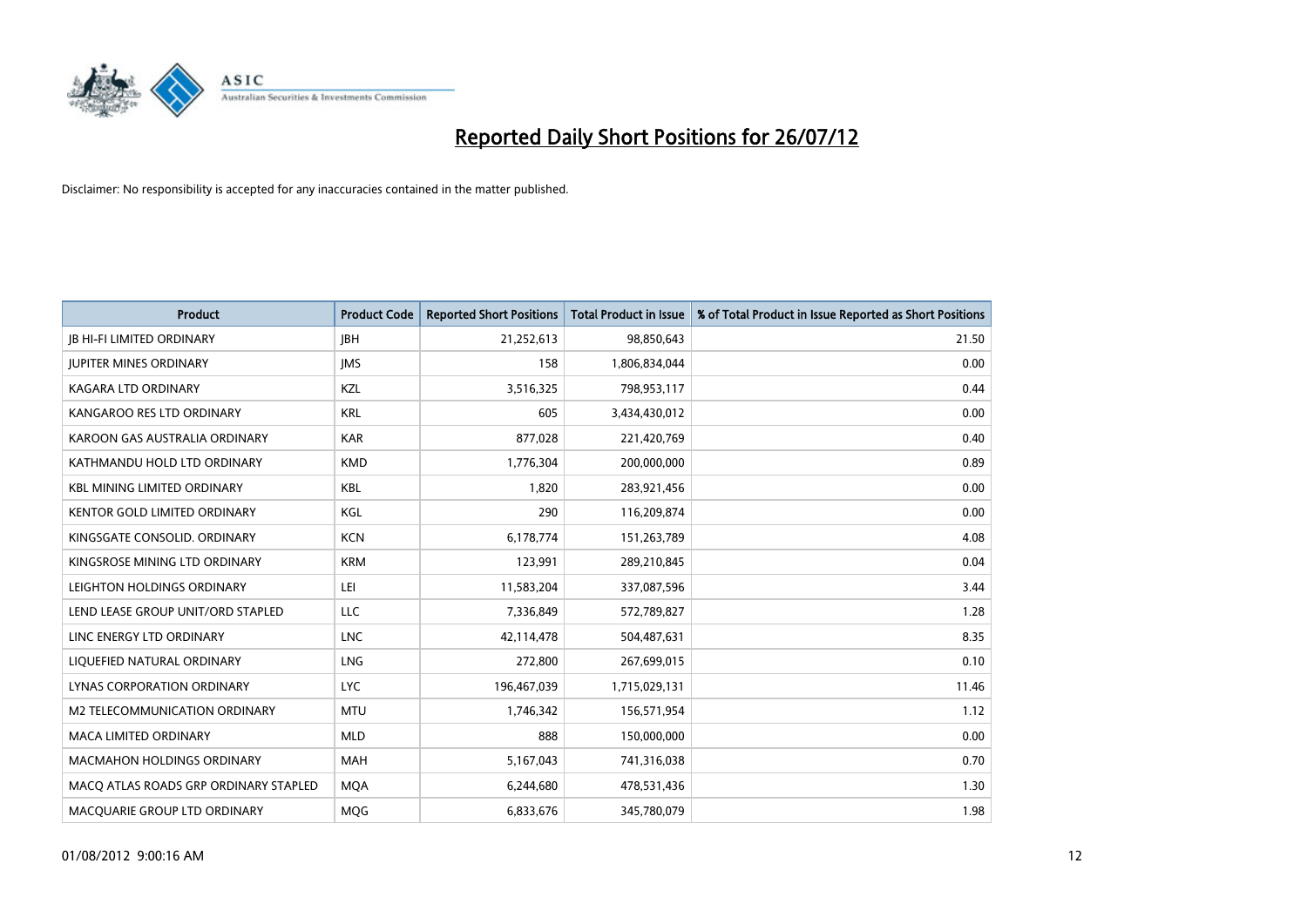# Reported Daily Short Positions for 26/07/12

Disclaimer: No responsibility is accepted for any inaccuracies contained in the matter published.

| Product | Product Code | Reported Short Positions | Total Product in Issue | % of Total Product in Issue Reported as Short Positions |
|---|---|---|---|---|
| JB HI-FI LIMITED ORDINARY | JBH | 21,252,613 | 98,850,643 | 21.50 |
| JUPITER MINES ORDINARY | JMS | 158 | 1,806,834,044 | 0.00 |
| KAGARA LTD ORDINARY | KZL | 3,516,325 | 798,953,117 | 0.44 |
| KANGAROO RES LTD ORDINARY | KRL | 605 | 3,434,430,012 | 0.00 |
| KAROON GAS AUSTRALIA ORDINARY | KAR | 877,028 | 221,420,769 | 0.40 |
| KATHMANDU HOLD LTD ORDINARY | KMD | 1,776,304 | 200,000,000 | 0.89 |
| KBL MINING LIMITED ORDINARY | KBL | 1,820 | 283,921,456 | 0.00 |
| KENTOR GOLD LIMITED ORDINARY | KGL | 290 | 116,209,874 | 0.00 |
| KINGSGATE CONSOLID. ORDINARY | KCN | 6,178,774 | 151,263,789 | 4.08 |
| KINGSROSE MINING LTD ORDINARY | KRM | 123,991 | 289,210,845 | 0.04 |
| LEIGHTON HOLDINGS ORDINARY | LEI | 11,583,204 | 337,087,596 | 3.44 |
| LEND LEASE GROUP UNIT/ORD STAPLED | LLC | 7,336,849 | 572,789,827 | 1.28 |
| LINC ENERGY LTD ORDINARY | LNC | 42,114,478 | 504,487,631 | 8.35 |
| LIQUEFIED NATURAL ORDINARY | LNG | 272,800 | 267,699,015 | 0.10 |
| LYNAS CORPORATION ORDINARY | LYC | 196,467,039 | 1,715,029,131 | 11.46 |
| M2 TELECOMMUNICATION ORDINARY | MTU | 1,746,342 | 156,571,954 | 1.12 |
| MACA LIMITED ORDINARY | MLD | 888 | 150,000,000 | 0.00 |
| MACMAHON HOLDINGS ORDINARY | MAH | 5,167,043 | 741,316,038 | 0.70 |
| MACQ ATLAS ROADS GRP ORDINARY STAPLED | MQA | 6,244,680 | 478,531,436 | 1.30 |
| MACQUARIE GROUP LTD ORDINARY | MQG | 6,833,676 | 345,780,079 | 1.98 |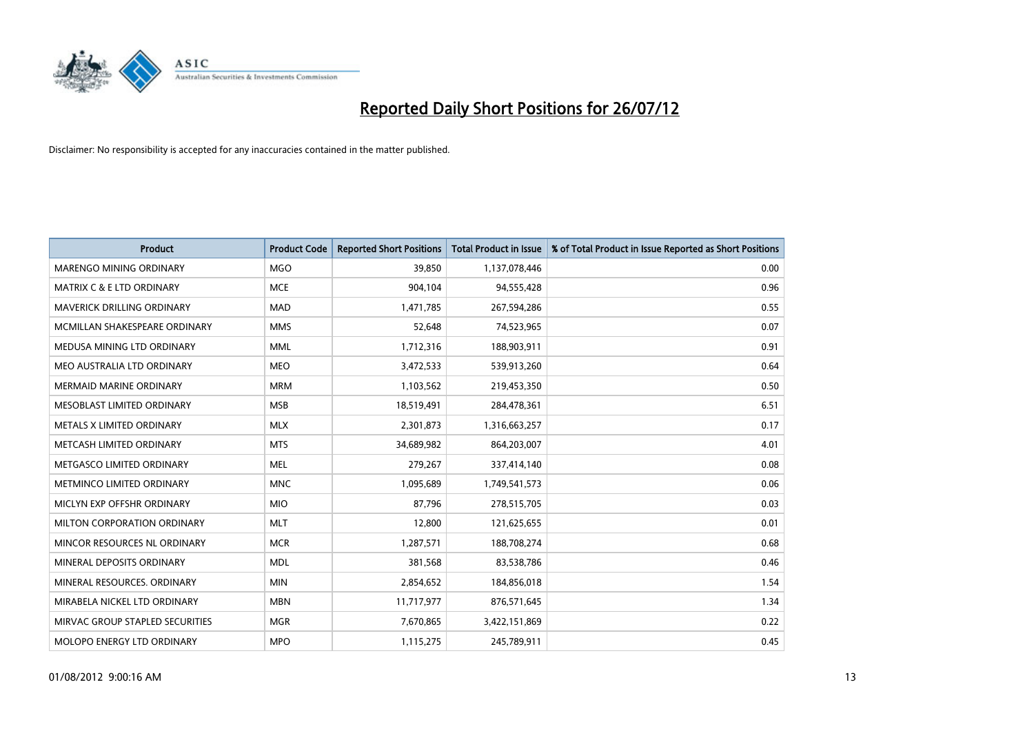# Reported Daily Short Positions for 26/07/12

Disclaimer: No responsibility is accepted for any inaccuracies contained in the matter published.

| Product | Product Code | Reported Short Positions | Total Product in Issue | % of Total Product in Issue Reported as Short Positions |
|---|---|---|---|---|
| MARENGO MINING ORDINARY | MGO | 39,850 | 1,137,078,446 | 0.00 |
| MATRIX C & E LTD ORDINARY | MCE | 904,104 | 94,555,428 | 0.96 |
| MAVERICK DRILLING ORDINARY | MAD | 1,471,785 | 267,594,286 | 0.55 |
| MCMILLAN SHAKESPEARE ORDINARY | MMS | 52,648 | 74,523,965 | 0.07 |
| MEDUSA MINING LTD ORDINARY | MML | 1,712,316 | 188,903,911 | 0.91 |
| MEO AUSTRALIA LTD ORDINARY | MEO | 3,472,533 | 539,913,260 | 0.64 |
| MERMAID MARINE ORDINARY | MRM | 1,103,562 | 219,453,350 | 0.50 |
| MESOBLAST LIMITED ORDINARY | MSB | 18,519,491 | 284,478,361 | 6.51 |
| METALS X LIMITED ORDINARY | MLX | 2,301,873 | 1,316,663,257 | 0.17 |
| METCASH LIMITED ORDINARY | MTS | 34,689,982 | 864,203,007 | 4.01 |
| METGASCO LIMITED ORDINARY | MEL | 279,267 | 337,414,140 | 0.08 |
| METMINCO LIMITED ORDINARY | MNC | 1,095,689 | 1,749,541,573 | 0.06 |
| MICLYN EXP OFFSHR ORDINARY | MIO | 87,796 | 278,515,705 | 0.03 |
| MILTON CORPORATION ORDINARY | MLT | 12,800 | 121,625,655 | 0.01 |
| MINCOR RESOURCES NL ORDINARY | MCR | 1,287,571 | 188,708,274 | 0.68 |
| MINERAL DEPOSITS ORDINARY | MDL | 381,568 | 83,538,786 | 0.46 |
| MINERAL RESOURCES. ORDINARY | MIN | 2,854,652 | 184,856,018 | 1.54 |
| MIRABELA NICKEL LTD ORDINARY | MBN | 11,717,977 | 876,571,645 | 1.34 |
| MIRVAC GROUP STAPLED SECURITIES | MGR | 7,670,865 | 3,422,151,869 | 0.22 |
| MOLOPO ENERGY LTD ORDINARY | MPO | 1,115,275 | 245,789,911 | 0.45 |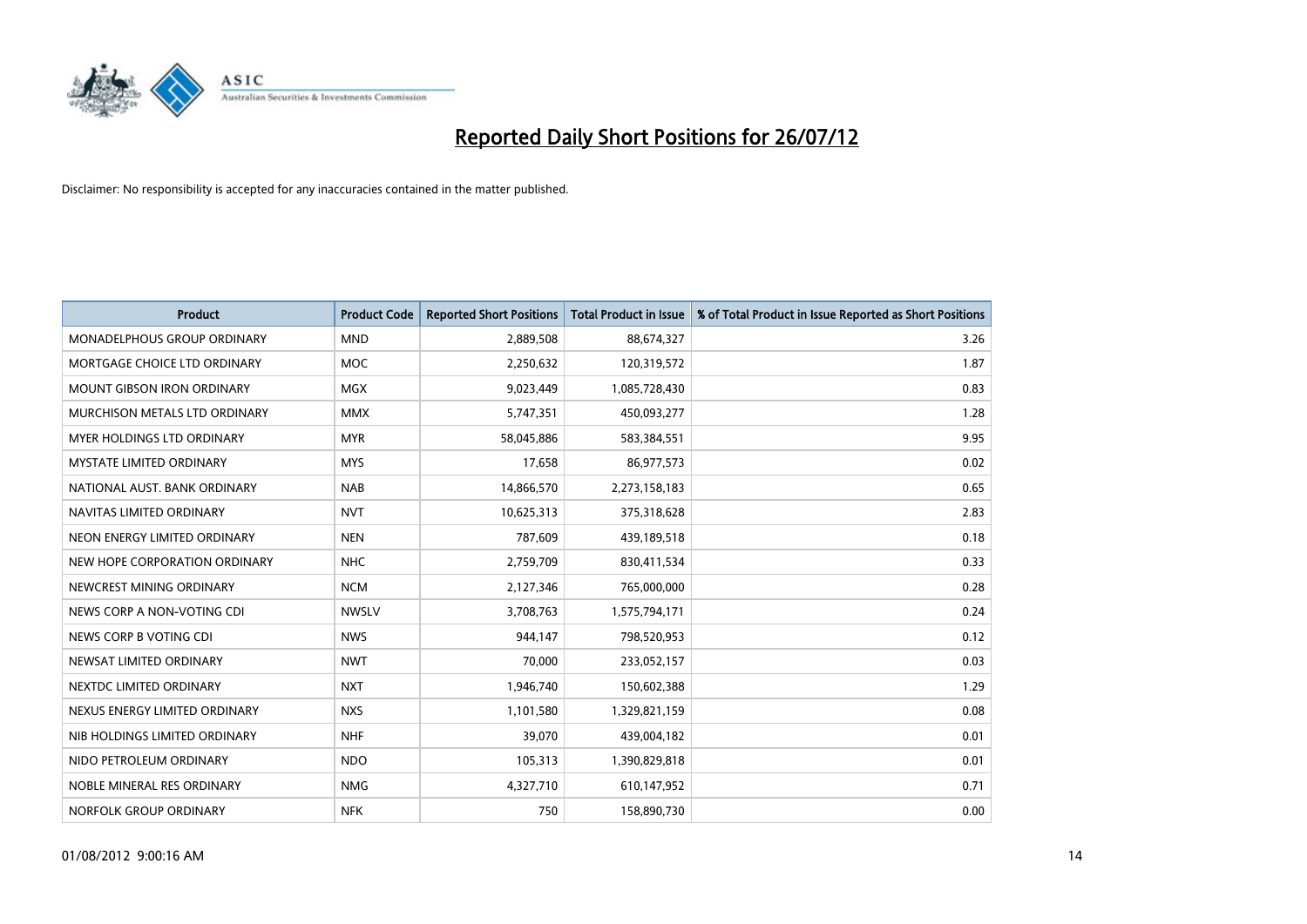# Reported Daily Short Positions for 26/07/12

Disclaimer: No responsibility is accepted for any inaccuracies contained in the matter published.

| Product | Product Code | Reported Short Positions | Total Product in Issue | % of Total Product in Issue Reported as Short Positions |
|---|---|---|---|---|
| MONADELPHOUS GROUP ORDINARY | MND | 2,889,508 | 88,674,327 | 3.26 |
| MORTGAGE CHOICE LTD ORDINARY | MOC | 2,250,632 | 120,319,572 | 1.87 |
| MOUNT GIBSON IRON ORDINARY | MGX | 9,023,449 | 1,085,728,430 | 0.83 |
| MURCHISON METALS LTD ORDINARY | MMX | 5,747,351 | 450,093,277 | 1.28 |
| MYER HOLDINGS LTD ORDINARY | MYR | 58,045,886 | 583,384,551 | 9.95 |
| MYSTATE LIMITED ORDINARY | MYS | 17,658 | 86,977,573 | 0.02 |
| NATIONAL AUST. BANK ORDINARY | NAB | 14,866,570 | 2,273,158,183 | 0.65 |
| NAVITAS LIMITED ORDINARY | NVT | 10,625,313 | 375,318,628 | 2.83 |
| NEON ENERGY LIMITED ORDINARY | NEN | 787,609 | 439,189,518 | 0.18 |
| NEW HOPE CORPORATION ORDINARY | NHC | 2,759,709 | 830,411,534 | 0.33 |
| NEWCREST MINING ORDINARY | NCM | 2,127,346 | 765,000,000 | 0.28 |
| NEWS CORP A NON-VOTING CDI | NWSLV | 3,708,763 | 1,575,794,171 | 0.24 |
| NEWS CORP B VOTING CDI | NWS | 944,147 | 798,520,953 | 0.12 |
| NEWSAT LIMITED ORDINARY | NWT | 70,000 | 233,052,157 | 0.03 |
| NEXTDC LIMITED ORDINARY | NXT | 1,946,740 | 150,602,388 | 1.29 |
| NEXUS ENERGY LIMITED ORDINARY | NXS | 1,101,580 | 1,329,821,159 | 0.08 |
| NIB HOLDINGS LIMITED ORDINARY | NHF | 39,070 | 439,004,182 | 0.01 |
| NIDO PETROLEUM ORDINARY | NDO | 105,313 | 1,390,829,818 | 0.01 |
| NOBLE MINERAL RES ORDINARY | NMG | 4,327,710 | 610,147,952 | 0.71 |
| NORFOLK GROUP ORDINARY | NFK | 750 | 158,890,730 | 0.00 |

01/08/2012 9:00:16 AM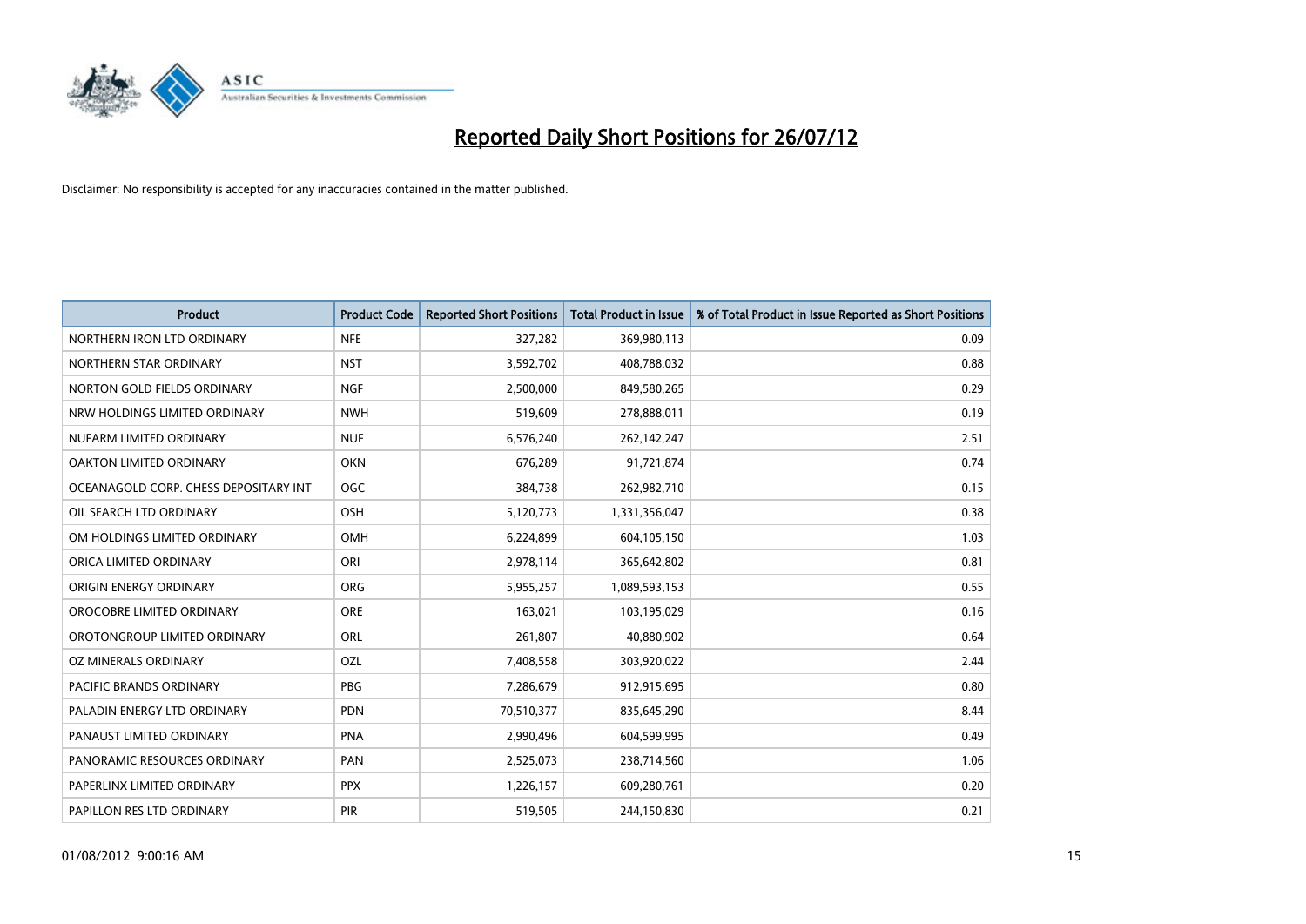# Reported Daily Short Positions for 26/07/12

Disclaimer: No responsibility is accepted for any inaccuracies contained in the matter published.

| Product | Product Code | Reported Short Positions | Total Product in Issue | % of Total Product in Issue Reported as Short Positions |
|---|---|---|---|---|
| NORTHERN IRON LTD ORDINARY | NFE | 327,282 | 369,980,113 | 0.09 |
| NORTHERN STAR ORDINARY | NST | 3,592,702 | 408,788,032 | 0.88 |
| NORTON GOLD FIELDS ORDINARY | NGF | 2,500,000 | 849,580,265 | 0.29 |
| NRW HOLDINGS LIMITED ORDINARY | NWH | 519,609 | 278,888,011 | 0.19 |
| NUFARM LIMITED ORDINARY | NUF | 6,576,240 | 262,142,247 | 2.51 |
| OAKTON LIMITED ORDINARY | OKN | 676,289 | 91,721,874 | 0.74 |
| OCEANAGOLD CORP. CHESS DEPOSITARY INT | OGC | 384,738 | 262,982,710 | 0.15 |
| OIL SEARCH LTD ORDINARY | OSH | 5,120,773 | 1,331,356,047 | 0.38 |
| OM HOLDINGS LIMITED ORDINARY | OMH | 6,224,899 | 604,105,150 | 1.03 |
| ORICA LIMITED ORDINARY | ORI | 2,978,114 | 365,642,802 | 0.81 |
| ORIGIN ENERGY ORDINARY | ORG | 5,955,257 | 1,089,593,153 | 0.55 |
| OROCOBRE LIMITED ORDINARY | ORE | 163,021 | 103,195,029 | 0.16 |
| OROTONGROUP LIMITED ORDINARY | ORL | 261,807 | 40,880,902 | 0.64 |
| OZ MINERALS ORDINARY | OZL | 7,408,558 | 303,920,022 | 2.44 |
| PACIFIC BRANDS ORDINARY | PBG | 7,286,679 | 912,915,695 | 0.80 |
| PALADIN ENERGY LTD ORDINARY | PDN | 70,510,377 | 835,645,290 | 8.44 |
| PANAUST LIMITED ORDINARY | PNA | 2,990,496 | 604,599,995 | 0.49 |
| PANORAMIC RESOURCES ORDINARY | PAN | 2,525,073 | 238,714,560 | 1.06 |
| PAPERLINX LIMITED ORDINARY | PPX | 1,226,157 | 609,280,761 | 0.20 |
| PAPILLON RES LTD ORDINARY | PIR | 519,505 | 244,150,830 | 0.21 |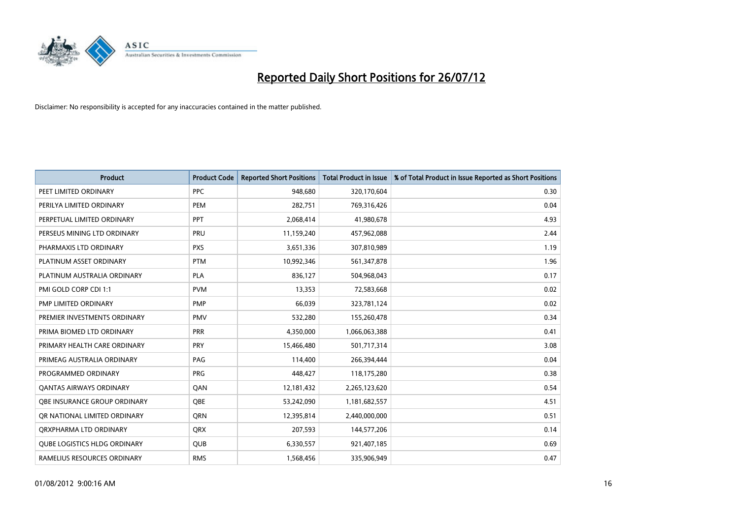# Reported Daily Short Positions for 26/07/12

Disclaimer: No responsibility is accepted for any inaccuracies contained in the matter published.

| Product | Product Code | Reported Short Positions | Total Product in Issue | % of Total Product in Issue Reported as Short Positions |
|---|---|---|---|---|
| PEET LIMITED ORDINARY | PPC | 948,680 | 320,170,604 | 0.30 |
| PERILYA LIMITED ORDINARY | PEM | 282,751 | 769,316,426 | 0.04 |
| PERPETUAL LIMITED ORDINARY | PPT | 2,068,414 | 41,980,678 | 4.93 |
| PERSEUS MINING LTD ORDINARY | PRU | 11,159,240 | 457,962,088 | 2.44 |
| PHARMAXIS LTD ORDINARY | PXS | 3,651,336 | 307,810,989 | 1.19 |
| PLATINUM ASSET ORDINARY | PTM | 10,992,346 | 561,347,878 | 1.96 |
| PLATINUM AUSTRALIA ORDINARY | PLA | 836,127 | 504,968,043 | 0.17 |
| PMI GOLD CORP CDI 1:1 | PVM | 13,353 | 72,583,668 | 0.02 |
| PMP LIMITED ORDINARY | PMP | 66,039 | 323,781,124 | 0.02 |
| PREMIER INVESTMENTS ORDINARY | PMV | 532,280 | 155,260,478 | 0.34 |
| PRIMA BIOMED LTD ORDINARY | PRR | 4,350,000 | 1,066,063,388 | 0.41 |
| PRIMARY HEALTH CARE ORDINARY | PRY | 15,466,480 | 501,717,314 | 3.08 |
| PRIMEAG AUSTRALIA ORDINARY | PAG | 114,400 | 266,394,444 | 0.04 |
| PROGRAMMED ORDINARY | PRG | 448,427 | 118,175,280 | 0.38 |
| QANTAS AIRWAYS ORDINARY | QAN | 12,181,432 | 2,265,123,620 | 0.54 |
| QBE INSURANCE GROUP ORDINARY | QBE | 53,242,090 | 1,181,682,557 | 4.51 |
| QR NATIONAL LIMITED ORDINARY | QRN | 12,395,814 | 2,440,000,000 | 0.51 |
| QRXPHARMA LTD ORDINARY | QRX | 207,593 | 144,577,206 | 0.14 |
| QUBE LOGISTICS HLDG ORDINARY | QUB | 6,330,557 | 921,407,185 | 0.69 |
| RAMELIUS RESOURCES ORDINARY | RMS | 1,568,456 | 335,906,949 | 0.47 |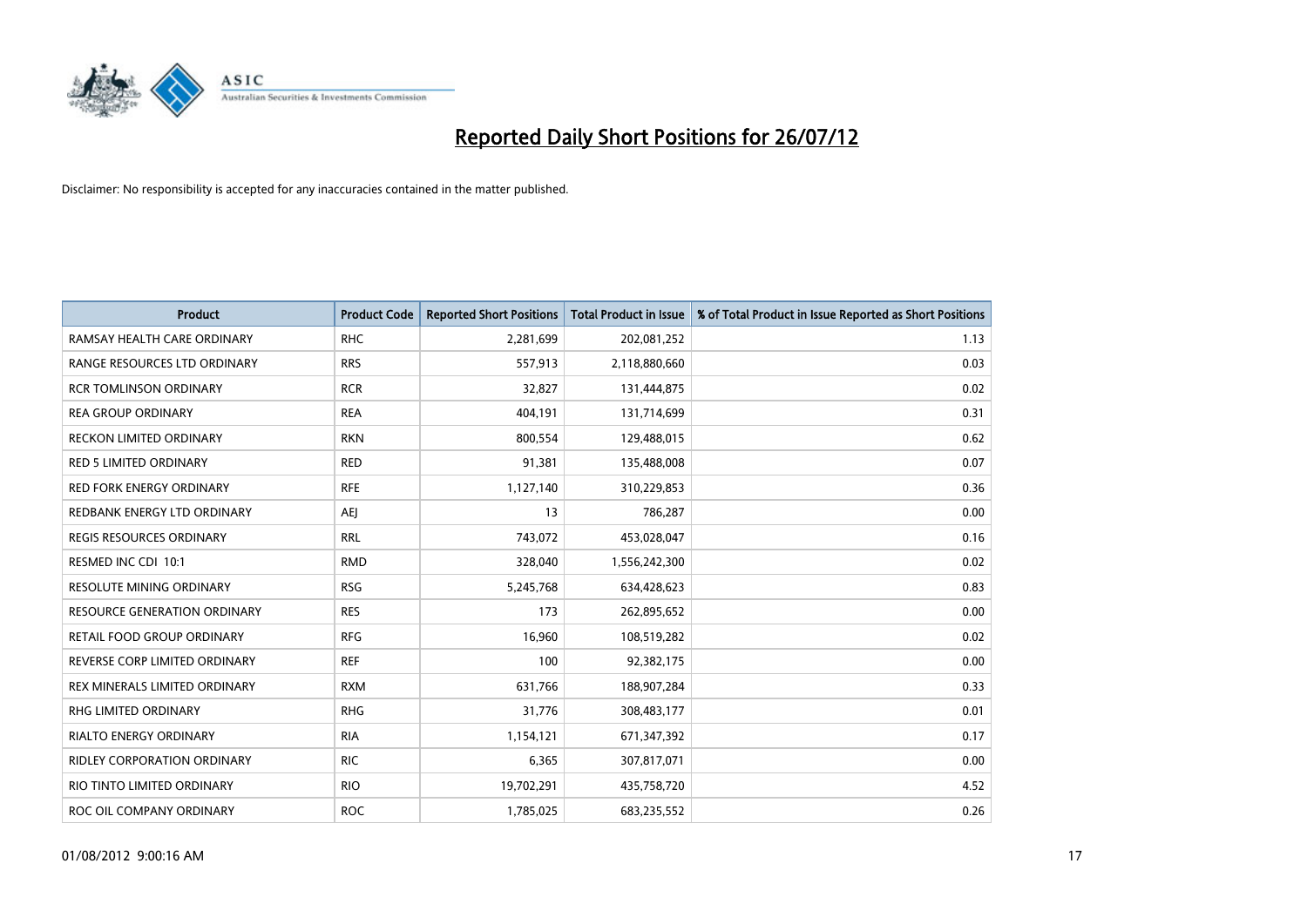# Reported Daily Short Positions for 26/07/12

Disclaimer: No responsibility is accepted for any inaccuracies contained in the matter published.

| Product | Product Code | Reported Short Positions | Total Product in Issue | % of Total Product in Issue Reported as Short Positions |
|---|---|---|---|---|
| RAMSAY HEALTH CARE ORDINARY | RHC | 2,281,699 | 202,081,252 | 1.13 |
| RANGE RESOURCES LTD ORDINARY | RRS | 557,913 | 2,118,880,660 | 0.03 |
| RCR TOMLINSON ORDINARY | RCR | 32,827 | 131,444,875 | 0.02 |
| REA GROUP ORDINARY | REA | 404,191 | 131,714,699 | 0.31 |
| RECKON LIMITED ORDINARY | RKN | 800,554 | 129,488,015 | 0.62 |
| RED 5 LIMITED ORDINARY | RED | 91,381 | 135,488,008 | 0.07 |
| RED FORK ENERGY ORDINARY | RFE | 1,127,140 | 310,229,853 | 0.36 |
| REDBANK ENERGY LTD ORDINARY | AEJ | 13 | 786,287 | 0.00 |
| REGIS RESOURCES ORDINARY | RRL | 743,072 | 453,028,047 | 0.16 |
| RESMED INC CDI 10:1 | RMD | 328,040 | 1,556,242,300 | 0.02 |
| RESOLUTE MINING ORDINARY | RSG | 5,245,768 | 634,428,623 | 0.83 |
| RESOURCE GENERATION ORDINARY | RES | 173 | 262,895,652 | 0.00 |
| RETAIL FOOD GROUP ORDINARY | RFG | 16,960 | 108,519,282 | 0.02 |
| REVERSE CORP LIMITED ORDINARY | REF | 100 | 92,382,175 | 0.00 |
| REX MINERALS LIMITED ORDINARY | RXM | 631,766 | 188,907,284 | 0.33 |
| RHG LIMITED ORDINARY | RHG | 31,776 | 308,483,177 | 0.01 |
| RIALTO ENERGY ORDINARY | RIA | 1,154,121 | 671,347,392 | 0.17 |
| RIDLEY CORPORATION ORDINARY | RIC | 6,365 | 307,817,071 | 0.00 |
| RIO TINTO LIMITED ORDINARY | RIO | 19,702,291 | 435,758,720 | 4.52 |
| ROC OIL COMPANY ORDINARY | ROC | 1,785,025 | 683,235,552 | 0.26 |

01/08/2012 9:00:16 AM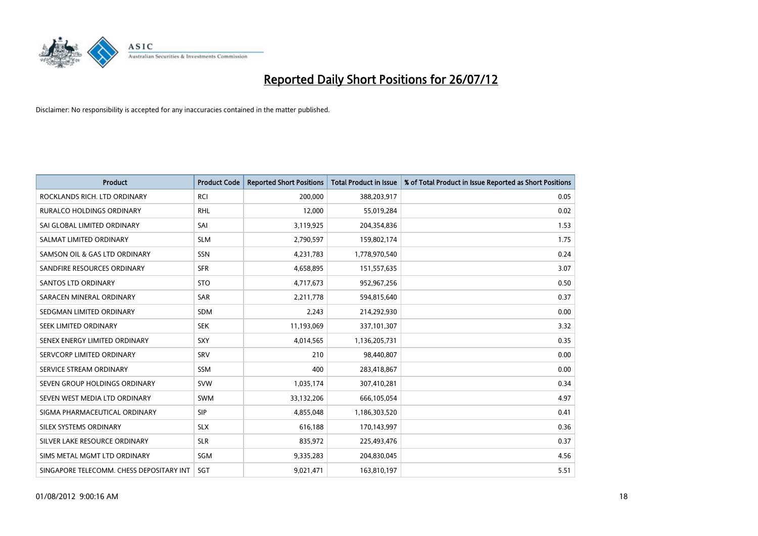# Reported Daily Short Positions for 26/07/12

Disclaimer: No responsibility is accepted for any inaccuracies contained in the matter published.

| Product | Product Code | Reported Short Positions | Total Product in Issue | % of Total Product in Issue Reported as Short Positions |
|---|---|---|---|---|
| ROCKLANDS RICH. LTD ORDINARY | RCI | 200,000 | 388,203,917 | 0.05 |
| RURALCO HOLDINGS ORDINARY | RHL | 12,000 | 55,019,284 | 0.02 |
| SAI GLOBAL LIMITED ORDINARY | SAI | 3,119,925 | 204,354,836 | 1.53 |
| SALMAT LIMITED ORDINARY | SLM | 2,790,597 | 159,802,174 | 1.75 |
| SAMSON OIL & GAS LTD ORDINARY | SSN | 4,231,783 | 1,778,970,540 | 0.24 |
| SANDFIRE RESOURCES ORDINARY | SFR | 4,658,895 | 151,557,635 | 3.07 |
| SANTOS LTD ORDINARY | STO | 4,717,673 | 952,967,256 | 0.50 |
| SARACEN MINERAL ORDINARY | SAR | 2,211,778 | 594,815,640 | 0.37 |
| SEDGMAN LIMITED ORDINARY | SDM | 2,243 | 214,292,930 | 0.00 |
| SEEK LIMITED ORDINARY | SEK | 11,193,069 | 337,101,307 | 3.32 |
| SENEX ENERGY LIMITED ORDINARY | SXY | 4,014,565 | 1,136,205,731 | 0.35 |
| SERVCORP LIMITED ORDINARY | SRV | 210 | 98,440,807 | 0.00 |
| SERVICE STREAM ORDINARY | SSM | 400 | 283,418,867 | 0.00 |
| SEVEN GROUP HOLDINGS ORDINARY | SVW | 1,035,174 | 307,410,281 | 0.34 |
| SEVEN WEST MEDIA LTD ORDINARY | SWM | 33,132,206 | 666,105,054 | 4.97 |
| SIGMA PHARMACEUTICAL ORDINARY | SIP | 4,855,048 | 1,186,303,520 | 0.41 |
| SILEX SYSTEMS ORDINARY | SLX | 616,188 | 170,143,997 | 0.36 |
| SILVER LAKE RESOURCE ORDINARY | SLR | 835,972 | 225,493,476 | 0.37 |
| SIMS METAL MGMT LTD ORDINARY | SGM | 9,335,283 | 204,830,045 | 4.56 |
| SINGAPORE TELECOMM. CHESS DEPOSITARY INT | SGT | 9,021,471 | 163,810,197 | 5.51 |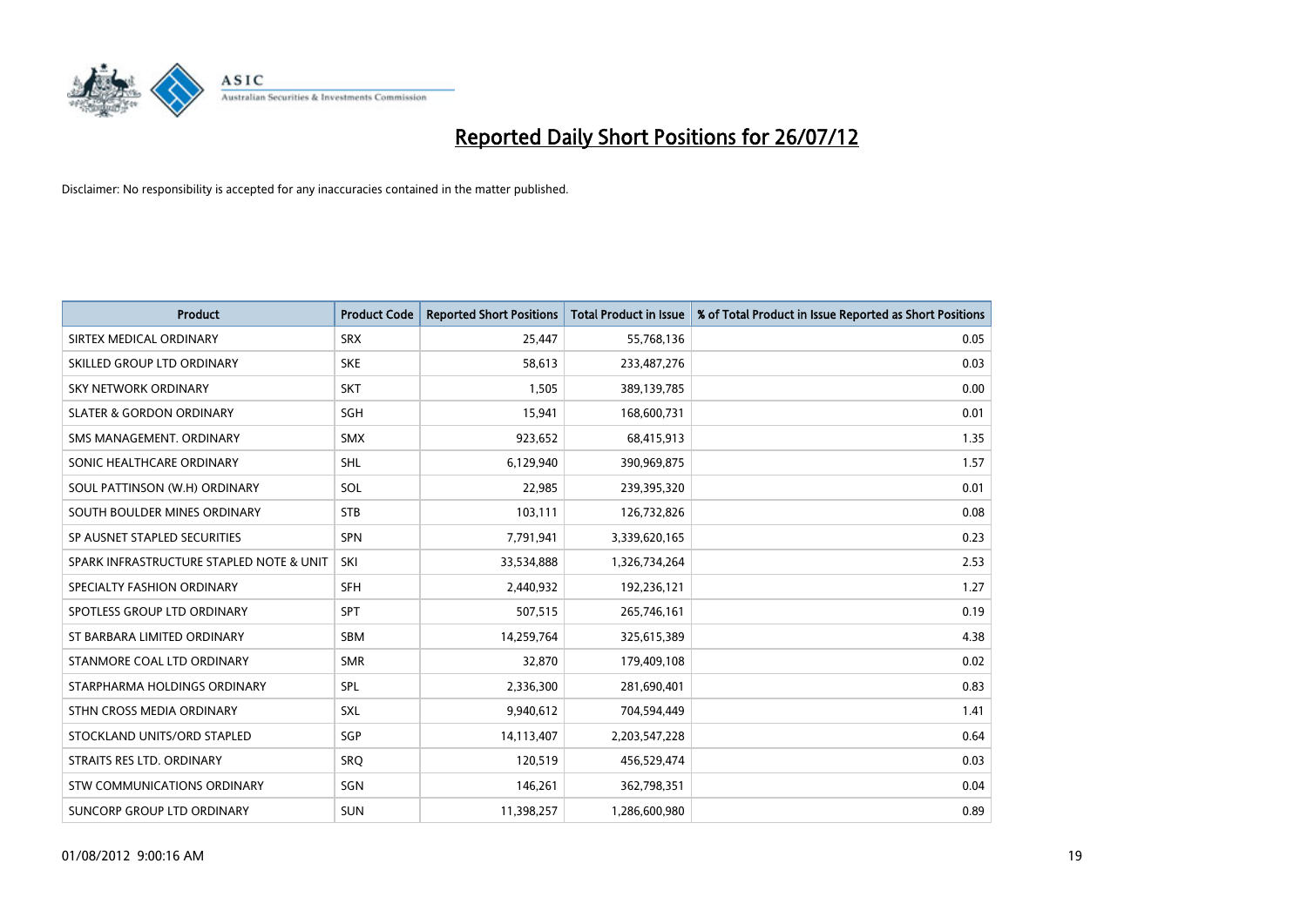# Reported Daily Short Positions for 26/07/12

Disclaimer: No responsibility is accepted for any inaccuracies contained in the matter published.

| Product | Product Code | Reported Short Positions | Total Product in Issue | % of Total Product in Issue Reported as Short Positions |
|---|---|---|---|---|
| SIRTEX MEDICAL ORDINARY | SRX | 25,447 | 55,768,136 | 0.05 |
| SKILLED GROUP LTD ORDINARY | SKE | 58,613 | 233,487,276 | 0.03 |
| SKY NETWORK ORDINARY | SKT | 1,505 | 389,139,785 | 0.00 |
| SLATER & GORDON ORDINARY | SGH | 15,941 | 168,600,731 | 0.01 |
| SMS MANAGEMENT. ORDINARY | SMX | 923,652 | 68,415,913 | 1.35 |
| SONIC HEALTHCARE ORDINARY | SHL | 6,129,940 | 390,969,875 | 1.57 |
| SOUL PATTINSON (W.H) ORDINARY | SOL | 22,985 | 239,395,320 | 0.01 |
| SOUTH BOULDER MINES ORDINARY | STB | 103,111 | 126,732,826 | 0.08 |
| SP AUSNET STAPLED SECURITIES | SPN | 7,791,941 | 3,339,620,165 | 0.23 |
| SPARK INFRASTRUCTURE STAPLED NOTE & UNIT | SKI | 33,534,888 | 1,326,734,264 | 2.53 |
| SPECIALTY FASHION ORDINARY | SFH | 2,440,932 | 192,236,121 | 1.27 |
| SPOTLESS GROUP LTD ORDINARY | SPT | 507,515 | 265,746,161 | 0.19 |
| ST BARBARA LIMITED ORDINARY | SBM | 14,259,764 | 325,615,389 | 4.38 |
| STANMORE COAL LTD ORDINARY | SMR | 32,870 | 179,409,108 | 0.02 |
| STARPHARMA HOLDINGS ORDINARY | SPL | 2,336,300 | 281,690,401 | 0.83 |
| STHN CROSS MEDIA ORDINARY | SXL | 9,940,612 | 704,594,449 | 1.41 |
| STOCKLAND UNITS/ORD STAPLED | SGP | 14,113,407 | 2,203,547,228 | 0.64 |
| STRAITS RES LTD. ORDINARY | SRQ | 120,519 | 456,529,474 | 0.03 |
| STW COMMUNICATIONS ORDINARY | SGN | 146,261 | 362,798,351 | 0.04 |
| SUNCORP GROUP LTD ORDINARY | SUN | 11,398,257 | 1,286,600,980 | 0.89 |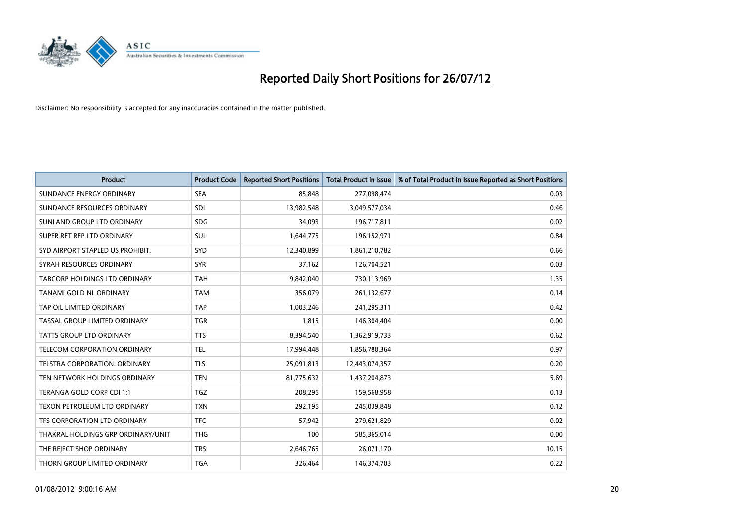# Reported Daily Short Positions for 26/07/12

Disclaimer: No responsibility is accepted for any inaccuracies contained in the matter published.

| Product | Product Code | Reported Short Positions | Total Product in Issue | % of Total Product in Issue Reported as Short Positions |
|---|---|---|---|---|
| SUNDANCE ENERGY ORDINARY | SEA | 85,848 | 277,098,474 | 0.03 |
| SUNDANCE RESOURCES ORDINARY | SDL | 13,982,548 | 3,049,577,034 | 0.46 |
| SUNLAND GROUP LTD ORDINARY | SDG | 34,093 | 196,717,811 | 0.02 |
| SUPER RET REP LTD ORDINARY | SUL | 1,644,775 | 196,152,971 | 0.84 |
| SYD AIRPORT STAPLED US PROHIBIT. | SYD | 12,340,899 | 1,861,210,782 | 0.66 |
| SYRAH RESOURCES ORDINARY | SYR | 37,162 | 126,704,521 | 0.03 |
| TABCORP HOLDINGS LTD ORDINARY | TAH | 9,842,040 | 730,113,969 | 1.35 |
| TANAMI GOLD NL ORDINARY | TAM | 356,079 | 261,132,677 | 0.14 |
| TAP OIL LIMITED ORDINARY | TAP | 1,003,246 | 241,295,311 | 0.42 |
| TASSAL GROUP LIMITED ORDINARY | TGR | 1,815 | 146,304,404 | 0.00 |
| TATTS GROUP LTD ORDINARY | TTS | 8,394,540 | 1,362,919,733 | 0.62 |
| TELECOM CORPORATION ORDINARY | TEL | 17,994,448 | 1,856,780,364 | 0.97 |
| TELSTRA CORPORATION. ORDINARY | TLS | 25,091,813 | 12,443,074,357 | 0.20 |
| TEN NETWORK HOLDINGS ORDINARY | TEN | 81,775,632 | 1,437,204,873 | 5.69 |
| TERANGA GOLD CORP CDI 1:1 | TGZ | 208,295 | 159,568,958 | 0.13 |
| TEXON PETROLEUM LTD ORDINARY | TXN | 292,195 | 245,039,848 | 0.12 |
| TFS CORPORATION LTD ORDINARY | TFC | 57,942 | 279,621,829 | 0.02 |
| THAKRAL HOLDINGS GRP ORDINARY/UNIT | THG | 100 | 585,365,014 | 0.00 |
| THE REJECT SHOP ORDINARY | TRS | 2,646,765 | 26,071,170 | 10.15 |
| THORN GROUP LIMITED ORDINARY | TGA | 326,464 | 146,374,703 | 0.22 |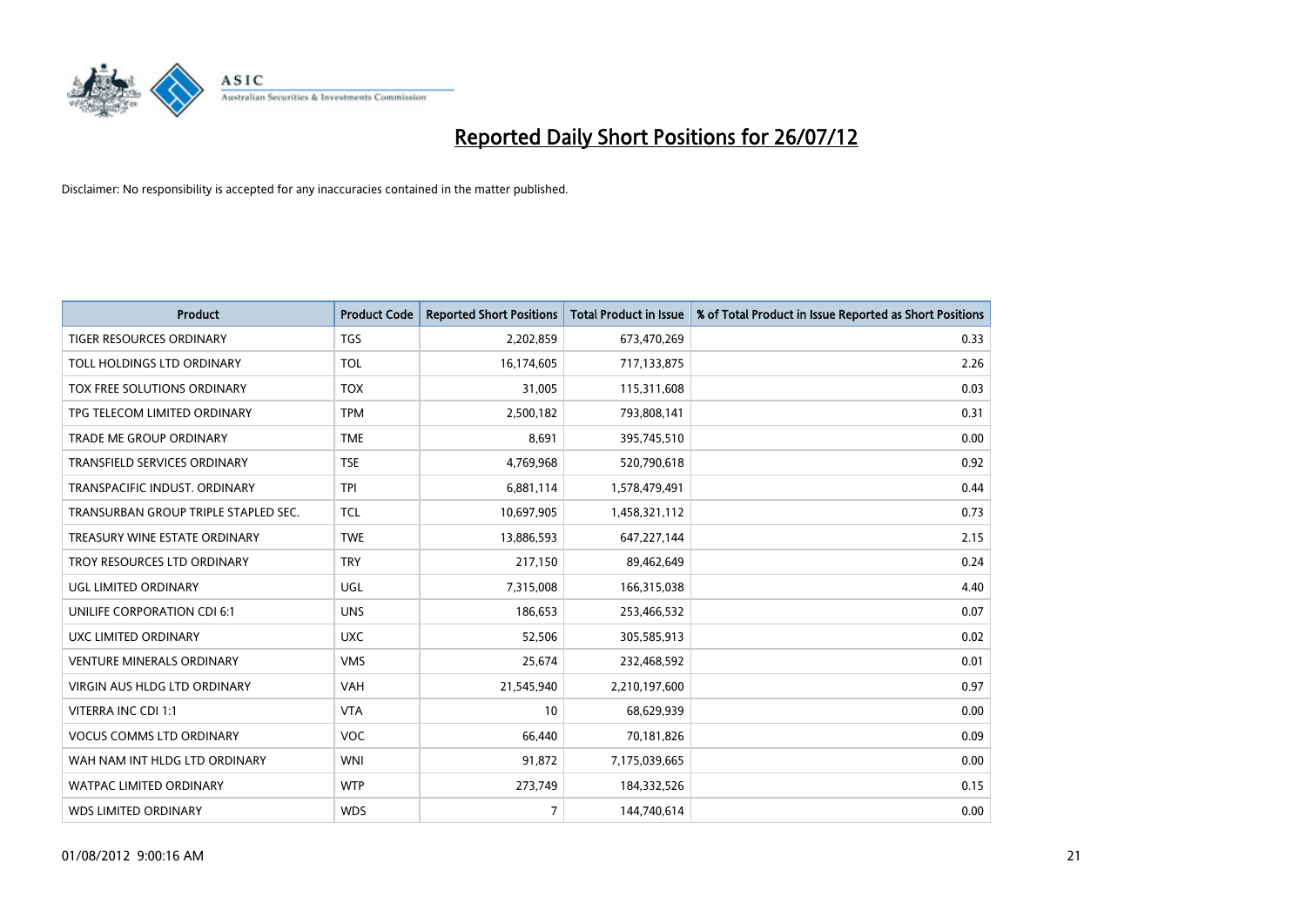# Reported Daily Short Positions for 26/07/12

Disclaimer: No responsibility is accepted for any inaccuracies contained in the matter published.

| Product | Product Code | Reported Short Positions | Total Product in Issue | % of Total Product in Issue Reported as Short Positions |
| --- | --- | --- | --- | --- |
| TIGER RESOURCES ORDINARY | TGS | 2,202,859 | 673,470,269 | 0.33 |
| TOLL HOLDINGS LTD ORDINARY | TOL | 16,174,605 | 717,133,875 | 2.26 |
| TOX FREE SOLUTIONS ORDINARY | TOX | 31,005 | 115,311,608 | 0.03 |
| TPG TELECOM LIMITED ORDINARY | TPM | 2,500,182 | 793,808,141 | 0.31 |
| TRADE ME GROUP ORDINARY | TME | 8,691 | 395,745,510 | 0.00 |
| TRANSFIELD SERVICES ORDINARY | TSE | 4,769,968 | 520,790,618 | 0.92 |
| TRANSPACIFIC INDUST. ORDINARY | TPI | 6,881,114 | 1,578,479,491 | 0.44 |
| TRANSURBAN GROUP TRIPLE STAPLED SEC. | TCL | 10,697,905 | 1,458,321,112 | 0.73 |
| TREASURY WINE ESTATE ORDINARY | TWE | 13,886,593 | 647,227,144 | 2.15 |
| TROY RESOURCES LTD ORDINARY | TRY | 217,150 | 89,462,649 | 0.24 |
| UGL LIMITED ORDINARY | UGL | 7,315,008 | 166,315,038 | 4.40 |
| UNILIFE CORPORATION CDI 6:1 | UNS | 186,653 | 253,466,532 | 0.07 |
| UXC LIMITED ORDINARY | UXC | 52,506 | 305,585,913 | 0.02 |
| VENTURE MINERALS ORDINARY | VMS | 25,674 | 232,468,592 | 0.01 |
| VIRGIN AUS HLDG LTD ORDINARY | VAH | 21,545,940 | 2,210,197,600 | 0.97 |
| VITERRA INC CDI 1:1 | VTA | 10 | 68,629,939 | 0.00 |
| VOCUS COMMS LTD ORDINARY | VOC | 66,440 | 70,181,826 | 0.09 |
| WAH NAM INT HLDG LTD ORDINARY | WNI | 91,872 | 7,175,039,665 | 0.00 |
| WATPAC LIMITED ORDINARY | WTP | 273,749 | 184,332,526 | 0.15 |
| WDS LIMITED ORDINARY | WDS | 7 | 144,740,614 | 0.00 |

01/08/2012 9:00:16 AM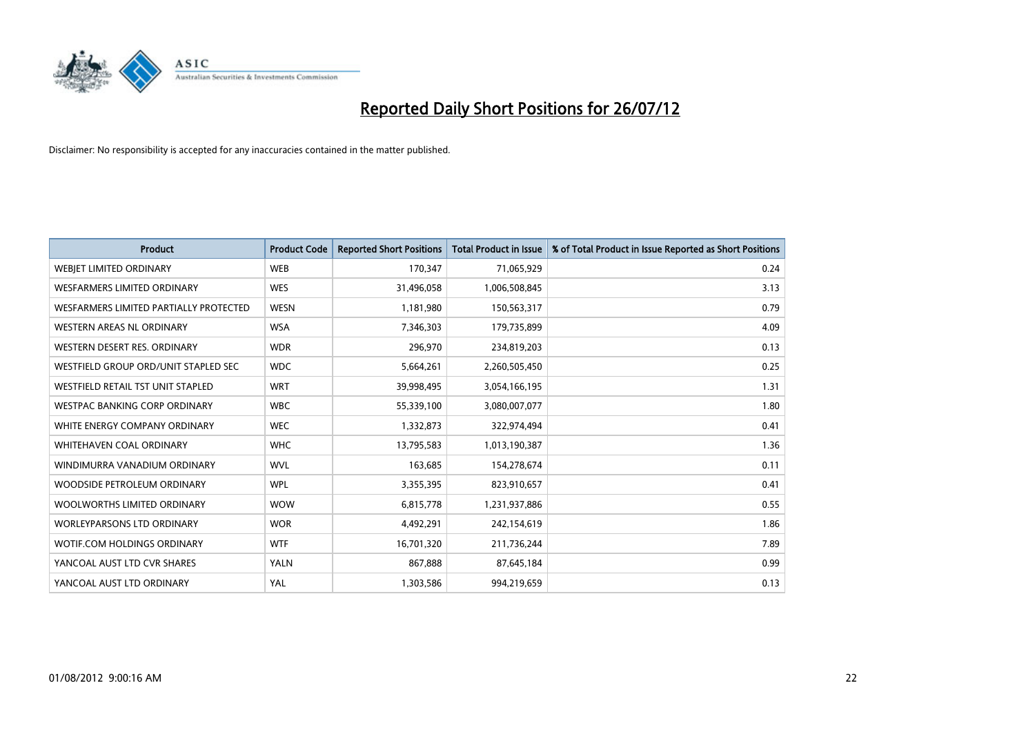# Reported Daily Short Positions for 26/07/12

Disclaimer: No responsibility is accepted for any inaccuracies contained in the matter published.

| Product | Product Code | Reported Short Positions | Total Product in Issue | % of Total Product in Issue Reported as Short Positions |
|---|---|---|---|---|
| WEBJET LIMITED ORDINARY | WEB | 170,347 | 71,065,929 | 0.24 |
| WESFARMERS LIMITED ORDINARY | WES | 31,496,058 | 1,006,508,845 | 3.13 |
| WESFARMERS LIMITED PARTIALLY PROTECTED | WESN | 1,181,980 | 150,563,317 | 0.79 |
| WESTERN AREAS NL ORDINARY | WSA | 7,346,303 | 179,735,899 | 4.09 |
| WESTERN DESERT RES. ORDINARY | WDR | 296,970 | 234,819,203 | 0.13 |
| WESTFIELD GROUP ORD/UNIT STAPLED SEC | WDC | 5,664,261 | 2,260,505,450 | 0.25 |
| WESTFIELD RETAIL TST UNIT STAPLED | WRT | 39,998,495 | 3,054,166,195 | 1.31 |
| WESTPAC BANKING CORP ORDINARY | WBC | 55,339,100 | 3,080,007,077 | 1.80 |
| WHITE ENERGY COMPANY ORDINARY | WEC | 1,332,873 | 322,974,494 | 0.41 |
| WHITEHAVEN COAL ORDINARY | WHC | 13,795,583 | 1,013,190,387 | 1.36 |
| WINDIMURRA VANADIUM ORDINARY | WVL | 163,685 | 154,278,674 | 0.11 |
| WOODSIDE PETROLEUM ORDINARY | WPL | 3,355,395 | 823,910,657 | 0.41 |
| WOOLWORTHS LIMITED ORDINARY | WOW | 6,815,778 | 1,231,937,886 | 0.55 |
| WORLEYPARSONS LTD ORDINARY | WOR | 4,492,291 | 242,154,619 | 1.86 |
| WOTIF.COM HOLDINGS ORDINARY | WTF | 16,701,320 | 211,736,244 | 7.89 |
| YANCOAL AUST LTD CVR SHARES | YALN | 867,888 | 87,645,184 | 0.99 |
| YANCOAL AUST LTD ORDINARY | YAL | 1,303,586 | 994,219,659 | 0.13 |